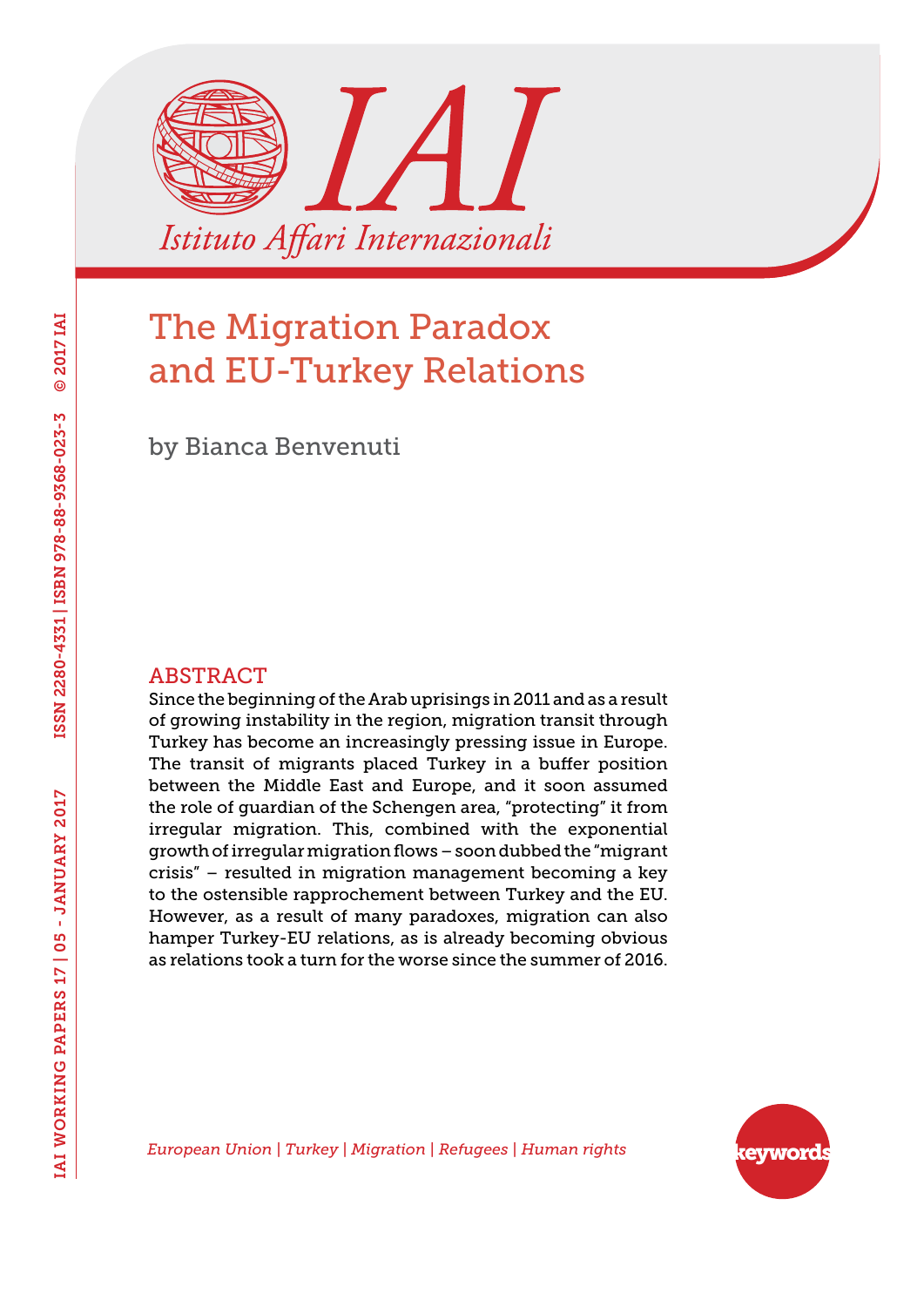# The Migration Paradox and EU-Turkey Relations

by Bianca Benvenuti

## ABSTRACT

Since the beginning of the Arab uprisings in 2011 and as a result of growing instability in the region, migration transit through Turkey has become an increasingly pressing issue in Europe. The transit of migrants placed Turkey in a buffer position between the Middle East and Europe, and it soon assumed the role of guardian of the Schengen area, "protecting" it from irregular migration. This, combined with the exponential growth of irregular migration flows – soon dubbed the "migrant crisis" – resulted in migration management becoming a key to the ostensible rapprochement between Turkey and the EU. However, as a result of many paradoxes, migration can also hamper Turkey-EU relations, as is already becoming obvious as relations took a turn for the worse since the summer of 2016.

*European Union | Turkey | Migration | Refugees | Human rights*

keywords

IAI WORKING PAPERS 17 | 05 - JANUARY 2017 ISSN 2280-4331 | ISBN 978-88-9368-023-3 © 2017 IAI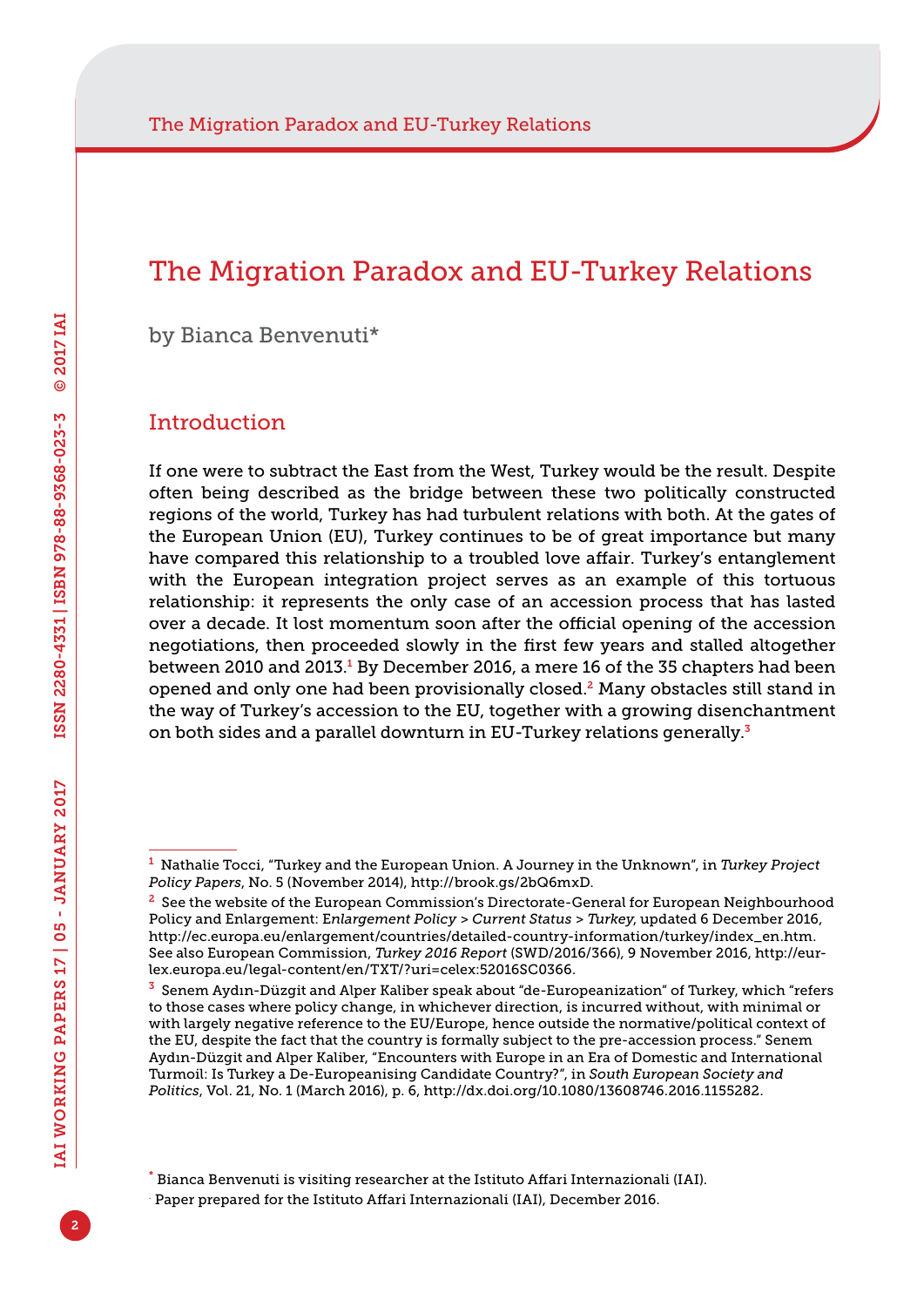# The Migration Paradox and EU-Turkey Relations

by Bianca Benvenuti*

## Introduction

If one were to subtract the East from the West, Turkey would be the result. Despite often being described as the bridge between these two politically constructed regions of the world, Turkey has had turbulent relations with both. At the gates of the European Union (EU), Turkey continues to be of great importance but many have compared this relationship to a troubled love affair. Turkey's entanglement with the European integration project serves as an example of this tortuous relationship: it represents the only case of an accession process that has lasted over a decade. It lost momentum soon after the official opening of the accession negotiations, then proceeded slowly in the first few years and stalled altogether between 2010 and 2013.[1] By December 2016, a mere 16 of the 35 chapters had been opened and only one had been provisionally closed.[2] Many obstacles still stand in the way of Turkey's accession to the EU, together with a growing disenchantment on both sides and a parallel downturn in EU-Turkey relations generally.[3]

---

[1] Nathalie Tocci, "Turkey and the European Union. A Journey in the Unknown", in *Turkey Project Policy Papers*, No. 5 (November 2014), http://brook.gs/2bQ6mxD.

[2] See the website of the European Commission's Directorate-General for European Neighbourhood Policy and Enlargement: E*nlargement Policy > Current Status > Turkey*, updated 6 December 2016, http://ec.europa.eu/enlargement/countries/detailed-country-information/turkey/index_en.htm. See also European Commission, *Turkey 2016 Report* (SWD/2016/366), 9 November 2016, http://eur-lex.europa.eu/legal-content/en/TXT/?uri=celex:52016SC0366.

[3] Senem Aydın-Düzgit and Alper Kaliber speak about "de-Europeanization" of Turkey, which "refers to those cases where policy change, in whichever direction, is incurred without, with minimal or with largely negative reference to the EU/Europe, hence outside the normative/political context of the EU, despite the fact that the country is formally subject to the pre-accession process." Senem Aydın-Düzgit and Alper Kaliber, "Encounters with Europe in an Era of Domestic and International Turmoil: Is Turkey a De-Europeanising Candidate Country?", in *South European Society and Politics*, Vol. 21, No. 1 (March 2016), p. 6, http://dx.doi.org/10.1080/13608746.2016.1155282.

\* Bianca Benvenuti is visiting researcher at the Istituto Affari Internazionali (IAI).

. Paper prepared for the Istituto Affari Internazionali (IAI), December 2016.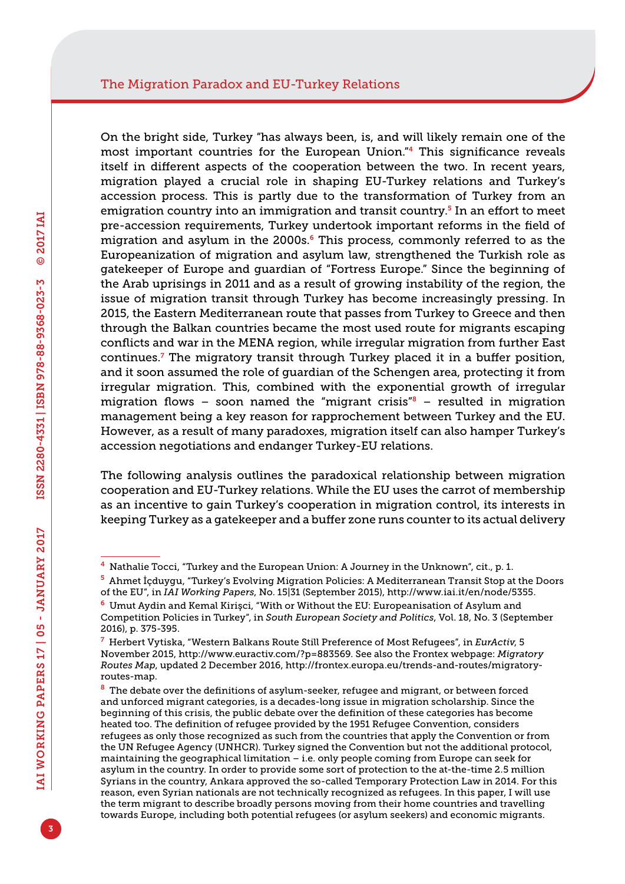On the bright side, Turkey "has always been, is, and will likely remain one of the most important countries for the European Union."[4] This significance reveals itself in different aspects of the cooperation between the two. In recent years, migration played a crucial role in shaping EU-Turkey relations and Turkey's accession process. This is partly due to the transformation of Turkey from an emigration country into an immigration and transit country.[5] In an effort to meet pre-accession requirements, Turkey undertook important reforms in the field of migration and asylum in the 2000s.[6] This process, commonly referred to as the Europeanization of migration and asylum law, strengthened the Turkish role as gatekeeper of Europe and guardian of "Fortress Europe." Since the beginning of the Arab uprisings in 2011 and as a result of growing instability of the region, the issue of migration transit through Turkey has become increasingly pressing. In 2015, the Eastern Mediterranean route that passes from Turkey to Greece and then through the Balkan countries became the most used route for migrants escaping conflicts and war in the MENA region, while irregular migration from further East continues.[7] The migratory transit through Turkey placed it in a buffer position, and it soon assumed the role of guardian of the Schengen area, protecting it from irregular migration. This, combined with the exponential growth of irregular migration flows – soon named the "migrant crisis"[8] – resulted in migration management being a key reason for rapprochement between Turkey and the EU. However, as a result of many paradoxes, migration itself can also hamper Turkey's accession negotiations and endanger Turkey-EU relations.

The following analysis outlines the paradoxical relationship between migration cooperation and EU-Turkey relations. While the EU uses the carrot of membership as an incentive to gain Turkey's cooperation in migration control, its interests in keeping Turkey as a gatekeeper and a buffer zone runs counter to its actual delivery

---

[4] Nathalie Tocci, "Turkey and the European Union: A Journey in the Unknown", cit., p. 1.

[5] Ahmet İçduygu, "Turkey's Evolving Migration Policies: A Mediterranean Transit Stop at the Doors of the EU", in *IAI Working Papers*, No. 15|31 (September 2015), http://www.iai.it/en/node/5355.

[6] Umut Aydin and Kemal Kirişci, "With or Without the EU: Europeanisation of Asylum and Competition Policies in Turkey", in *South European Society and Politics*, Vol. 18, No. 3 (September 2016), p. 375-395.

[7] Herbert Vytiska, "Western Balkans Route Still Preference of Most Refugees", in *EurActiv*, 5 November 2015, http://www.euractiv.com/?p=883569. See also the Frontex webpage: *Migratory Routes Map*, updated 2 December 2016, http://frontex.europa.eu/trends-and-routes/migratory-routes-map.

[8] The debate over the definitions of asylum-seeker, refugee and migrant, or between forced and unforced migrant categories, is a decades-long issue in migration scholarship. Since the beginning of this crisis, the public debate over the definition of these categories has become heated too. The definition of refugee provided by the 1951 Refugee Convention, considers refugees as only those recognized as such from the countries that apply the Convention or from the UN Refugee Agency (UNHCR). Turkey signed the Convention but not the additional protocol, maintaining the geographical limitation – i.e. only people coming from Europe can seek for asylum in the country. In order to provide some sort of protection to the at-the-time 2.5 million Syrians in the country, Ankara approved the so-called Temporary Protection Law in 2014. For this reason, even Syrian nationals are not technically recognized as refugees. In this paper, I will use the term migrant to describe broadly persons moving from their home countries and travelling towards Europe, including both potential refugees (or asylum seekers) and economic migrants.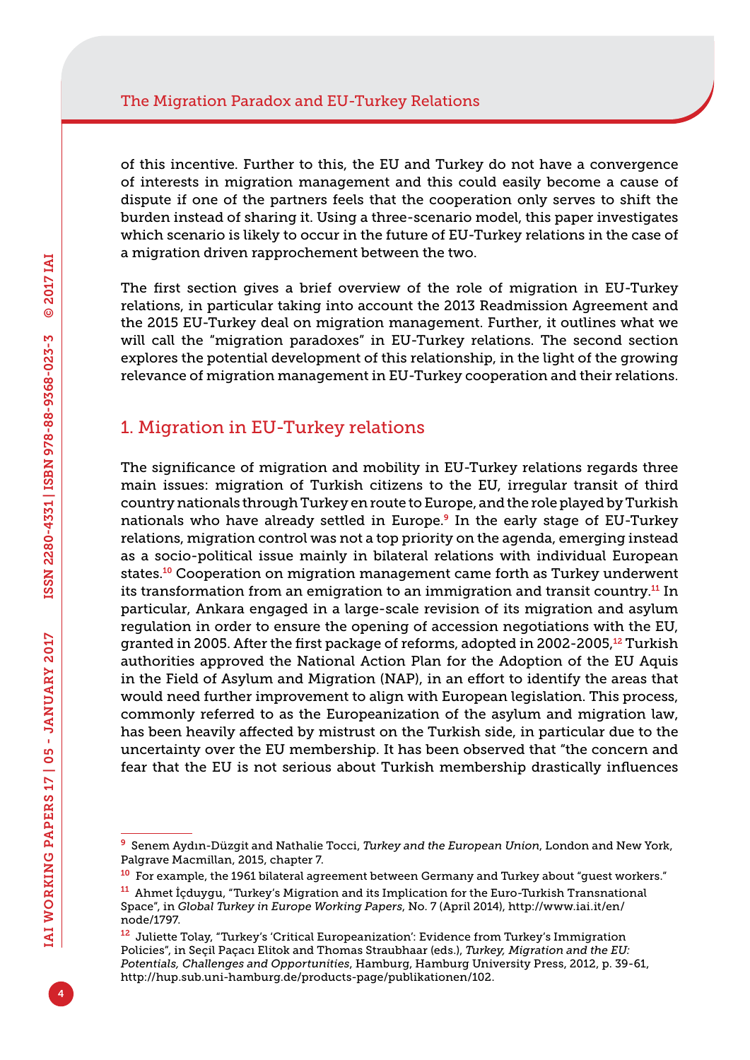of this incentive. Further to this, the EU and Turkey do not have a convergence of interests in migration management and this could easily become a cause of dispute if one of the partners feels that the cooperation only serves to shift the burden instead of sharing it. Using a three-scenario model, this paper investigates which scenario is likely to occur in the future of EU-Turkey relations in the case of a migration driven rapprochement between the two.

The first section gives a brief overview of the role of migration in EU-Turkey relations, in particular taking into account the 2013 Readmission Agreement and the 2015 EU-Turkey deal on migration management. Further, it outlines what we will call the "migration paradoxes" in EU-Turkey relations. The second section explores the potential development of this relationship, in the light of the growing relevance of migration management in EU-Turkey cooperation and their relations.

## 1. Migration in EU-Turkey relations

The significance of migration and mobility in EU-Turkey relations regards three main issues: migration of Turkish citizens to the EU, irregular transit of third country nationals through Turkey en route to Europe, and the role played by Turkish nationals who have already settled in Europe.[9] In the early stage of EU-Turkey relations, migration control was not a top priority on the agenda, emerging instead as a socio-political issue mainly in bilateral relations with individual European states.[10] Cooperation on migration management came forth as Turkey underwent its transformation from an emigration to an immigration and transit country.[11] In particular, Ankara engaged in a large-scale revision of its migration and asylum regulation in order to ensure the opening of accession negotiations with the EU, granted in 2005. After the first package of reforms, adopted in 2002-2005,[12] Turkish authorities approved the National Action Plan for the Adoption of the EU Aquis in the Field of Asylum and Migration (NAP), in an effort to identify the areas that would need further improvement to align with European legislation. This process, commonly referred to as the Europeanization of the asylum and migration law, has been heavily affected by mistrust on the Turkish side, in particular due to the uncertainty over the EU membership. It has been observed that "the concern and fear that the EU is not serious about Turkish membership drastically influences

---

[9] Senem Aydın-Düzgit and Nathalie Tocci, *Turkey and the European Union*, London and New York, Palgrave Macmillan, 2015, chapter 7.

[10] For example, the 1961 bilateral agreement between Germany and Turkey about "guest workers."

[11] Ahmet İçduygu, "Turkey's Migration and its Implication for the Euro-Turkish Transnational Space", in *Global Turkey in Europe Working Papers*, No. 7 (April 2014), http://www.iai.it/en/node/1797.

[12] Juliette Tolay, "Turkey's 'Critical Europeanization': Evidence from Turkey's Immigration Policies", in Seçil Paçacı Elitok and Thomas Straubhaar (eds.), *Turkey, Migration and the EU: Potentials, Challenges and Opportunities*, Hamburg, Hamburg University Press, 2012, p. 39-61, http://hup.sub.uni-hamburg.de/products-page/publikationen/102.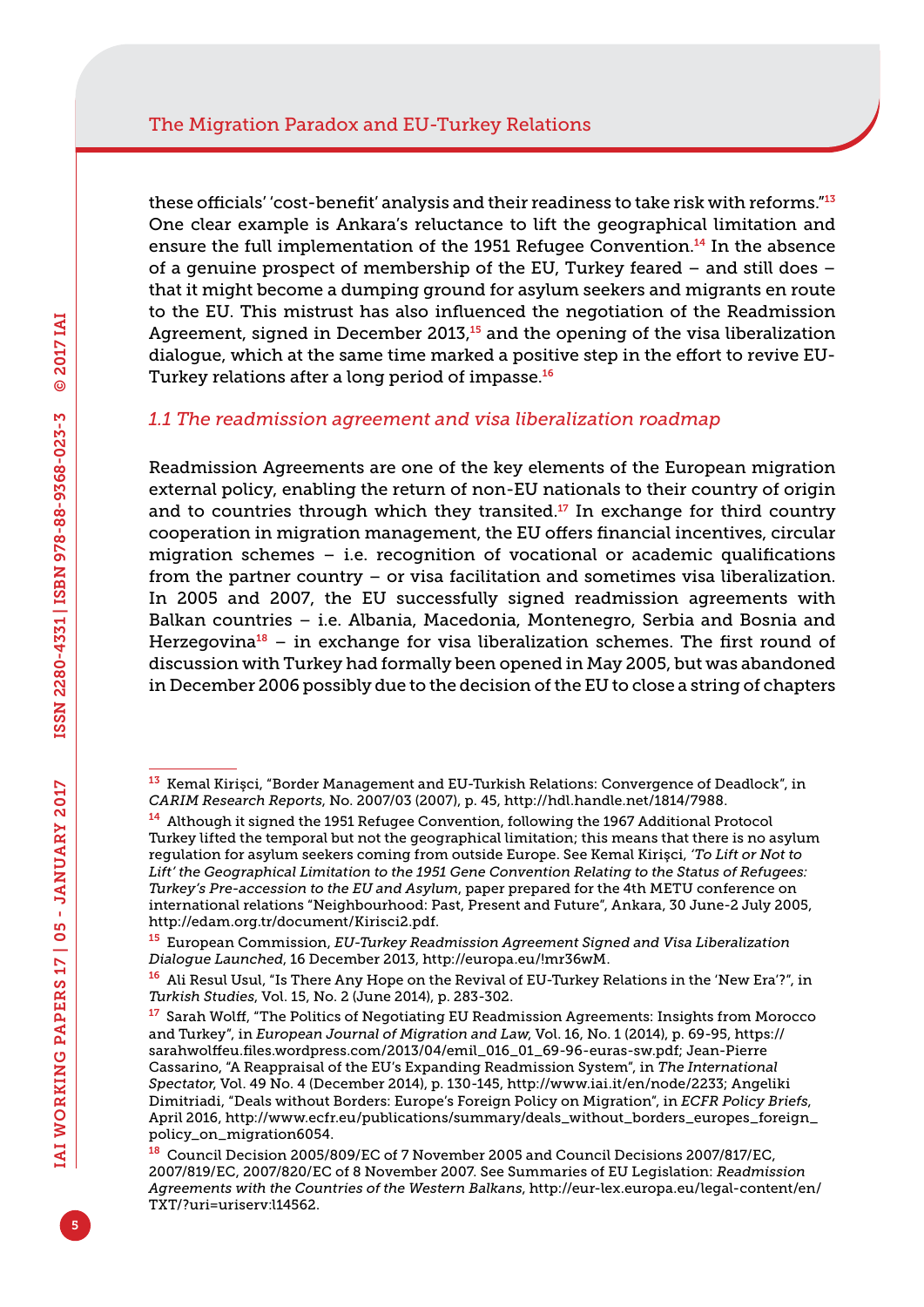these officials' 'cost-benefit' analysis and their readiness to take risk with reforms."[13] One clear example is Ankara's reluctance to lift the geographical limitation and ensure the full implementation of the 1951 Refugee Convention.[14] In the absence of a genuine prospect of membership of the EU, Turkey feared – and still does – that it might become a dumping ground for asylum seekers and migrants en route to the EU. This mistrust has also influenced the negotiation of the Readmission Agreement, signed in December 2013,[15] and the opening of the visa liberalization dialogue, which at the same time marked a positive step in the effort to revive EU-Turkey relations after a long period of impasse.[16]

### *1.1 The readmission agreement and visa liberalization roadmap*

Readmission Agreements are one of the key elements of the European migration external policy, enabling the return of non-EU nationals to their country of origin and to countries through which they transited.[17] In exchange for third country cooperation in migration management, the EU offers financial incentives, circular migration schemes – i.e. recognition of vocational or academic qualifications from the partner country – or visa facilitation and sometimes visa liberalization. In 2005 and 2007, the EU successfully signed readmission agreements with Balkan countries – i.e. Albania, Macedonia, Montenegro, Serbia and Bosnia and Herzegovina[18] – in exchange for visa liberalization schemes. The first round of discussion with Turkey had formally been opened in May 2005, but was abandoned in December 2006 possibly due to the decision of the EU to close a string of chapters

---

[13] Kemal Kirişci, "Border Management and EU-Turkish Relations: Convergence of Deadlock", in *CARIM Research Reports*, No. 2007/03 (2007), p. 45, http://hdl.handle.net/1814/7988.

[14] Although it signed the 1951 Refugee Convention, following the 1967 Additional Protocol Turkey lifted the temporal but not the geographical limitation; this means that there is no asylum regulation for asylum seekers coming from outside Europe. See Kemal Kirişci, *'To Lift or Not to Lift' the Geographical Limitation to the 1951 Gene Convention Relating to the Status of Refugees: Turkey's Pre-accession to the EU and Asylum*, paper prepared for the 4th METU conference on international relations "Neighbourhood: Past, Present and Future", Ankara, 30 June-2 July 2005, http://edam.org.tr/document/Kirisci2.pdf.

[15] European Commission, *EU-Turkey Readmission Agreement Signed and Visa Liberalization Dialogue Launched*, 16 December 2013, http://europa.eu/!mr36wM.

[16] Ali Resul Usul, "Is There Any Hope on the Revival of EU-Turkey Relations in the 'New Era'?", in *Turkish Studies*, Vol. 15, No. 2 (June 2014), p. 283-302.

[17] Sarah Wolff, "The Politics of Negotiating EU Readmission Agreements: Insights from Morocco and Turkey", in *European Journal of Migration and Law*, Vol. 16, No. 1 (2014), p. 69-95, https://sarahwolffeu.files.wordpress.com/2013/04/emil_016_01_69-96-euras-sw.pdf; Jean-Pierre Cassarino, "A Reappraisal of the EU's Expanding Readmission System", in *The International Spectator*, Vol. 49 No. 4 (December 2014), p. 130-145, http://www.iai.it/en/node/2233; Angeliki Dimitriadi, "Deals without Borders: Europe's Foreign Policy on Migration", in *ECFR Policy Briefs*, April 2016, http://www.ecfr.eu/publications/summary/deals_without_borders_europes_foreign_policy_on_migration6054.

[18] Council Decision 2005/809/EC of 7 November 2005 and Council Decisions 2007/817/EC, 2007/819/EC, 2007/820/EC of 8 November 2007. See Summaries of EU Legislation: *Readmission Agreements with the Countries of the Western Balkans*, http://eur-lex.europa.eu/legal-content/en/TXT/?uri=uriserv:l14562.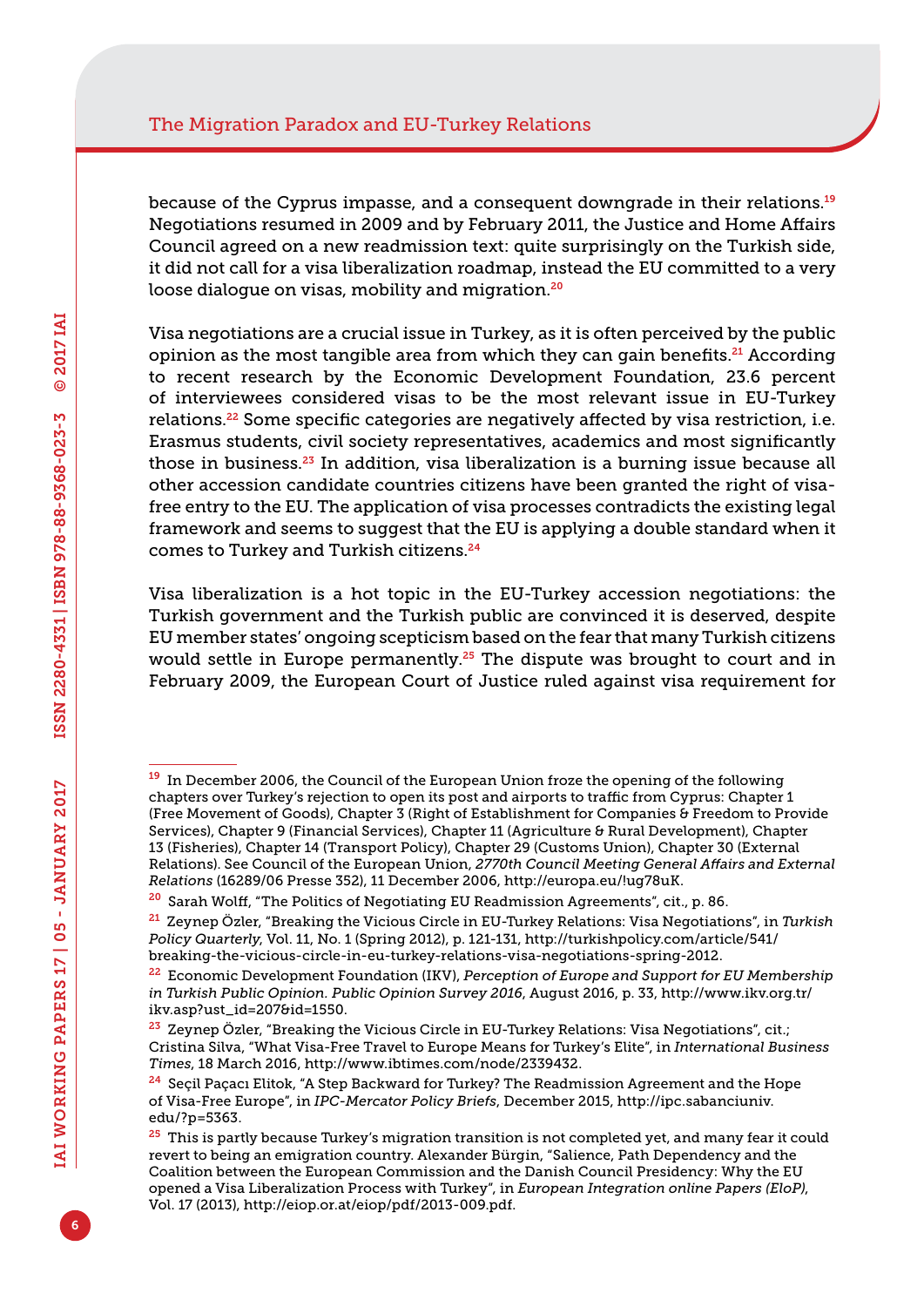because of the Cyprus impasse, and a consequent downgrade in their relations.[19] Negotiations resumed in 2009 and by February 2011, the Justice and Home Affairs Council agreed on a new readmission text: quite surprisingly on the Turkish side, it did not call for a visa liberalization roadmap, instead the EU committed to a very loose dialogue on visas, mobility and migration.[20]

Visa negotiations are a crucial issue in Turkey, as it is often perceived by the public opinion as the most tangible area from which they can gain benefits.[21] According to recent research by the Economic Development Foundation, 23.6 percent of interviewees considered visas to be the most relevant issue in EU-Turkey relations.[22] Some specific categories are negatively affected by visa restriction, i.e. Erasmus students, civil society representatives, academics and most significantly those in business.[23] In addition, visa liberalization is a burning issue because all other accession candidate countries citizens have been granted the right of visa-free entry to the EU. The application of visa processes contradicts the existing legal framework and seems to suggest that the EU is applying a double standard when it comes to Turkey and Turkish citizens.[24]

Visa liberalization is a hot topic in the EU-Turkey accession negotiations: the Turkish government and the Turkish public are convinced it is deserved, despite EU member states' ongoing scepticism based on the fear that many Turkish citizens would settle in Europe permanently.[25] The dispute was brought to court and in February 2009, the European Court of Justice ruled against visa requirement for

---

[19] In December 2006, the Council of the European Union froze the opening of the following chapters over Turkey's rejection to open its post and airports to traffic from Cyprus: Chapter 1 (Free Movement of Goods), Chapter 3 (Right of Establishment for Companies & Freedom to Provide Services), Chapter 9 (Financial Services), Chapter 11 (Agriculture & Rural Development), Chapter 13 (Fisheries), Chapter 14 (Transport Policy), Chapter 29 (Customs Union), Chapter 30 (External Relations). See Council of the European Union, *2770th Council Meeting General Affairs and External Relations* (16289/06 Presse 352), 11 December 2006, http://europa.eu/!ug78uK.

[20] Sarah Wolff, "The Politics of Negotiating EU Readmission Agreements", cit., p. 86.

[21] Zeynep Özler, "Breaking the Vicious Circle in EU-Turkey Relations: Visa Negotiations", in *Turkish Policy Quarterly*, Vol. 11, No. 1 (Spring 2012), p. 121-131, http://turkishpolicy.com/article/541/breaking-the-vicious-circle-in-eu-turkey-relations-visa-negotiations-spring-2012.

[22] Economic Development Foundation (IKV), *Perception of Europe and Support for EU Membership in Turkish Public Opinion. Public Opinion Survey 2016*, August 2016, p. 33, http://www.ikv.org.tr/ikv.asp?ust_id=207&id=1550.

[23] Zeynep Özler, "Breaking the Vicious Circle in EU-Turkey Relations: Visa Negotiations", cit.; Cristina Silva, "What Visa-Free Travel to Europe Means for Turkey's Elite", in *International Business Times*, 18 March 2016, http://www.ibtimes.com/node/2339432.

[24] Seçil Paçacı Elitok, "A Step Backward for Turkey? The Readmission Agreement and the Hope of Visa-Free Europe", in *IPC-Mercator Policy Briefs*, December 2015, http://ipc.sabanciuniv.edu/?p=5363.

[25] This is partly because Turkey's migration transition is not completed yet, and many fear it could revert to being an emigration country. Alexander Bürgin, "Salience, Path Dependency and the Coalition between the European Commission and the Danish Council Presidency: Why the EU opened a Visa Liberalization Process with Turkey", in *European Integration online Papers (EIoP)*, Vol. 17 (2013), http://eiop.or.at/eiop/pdf/2013-009.pdf.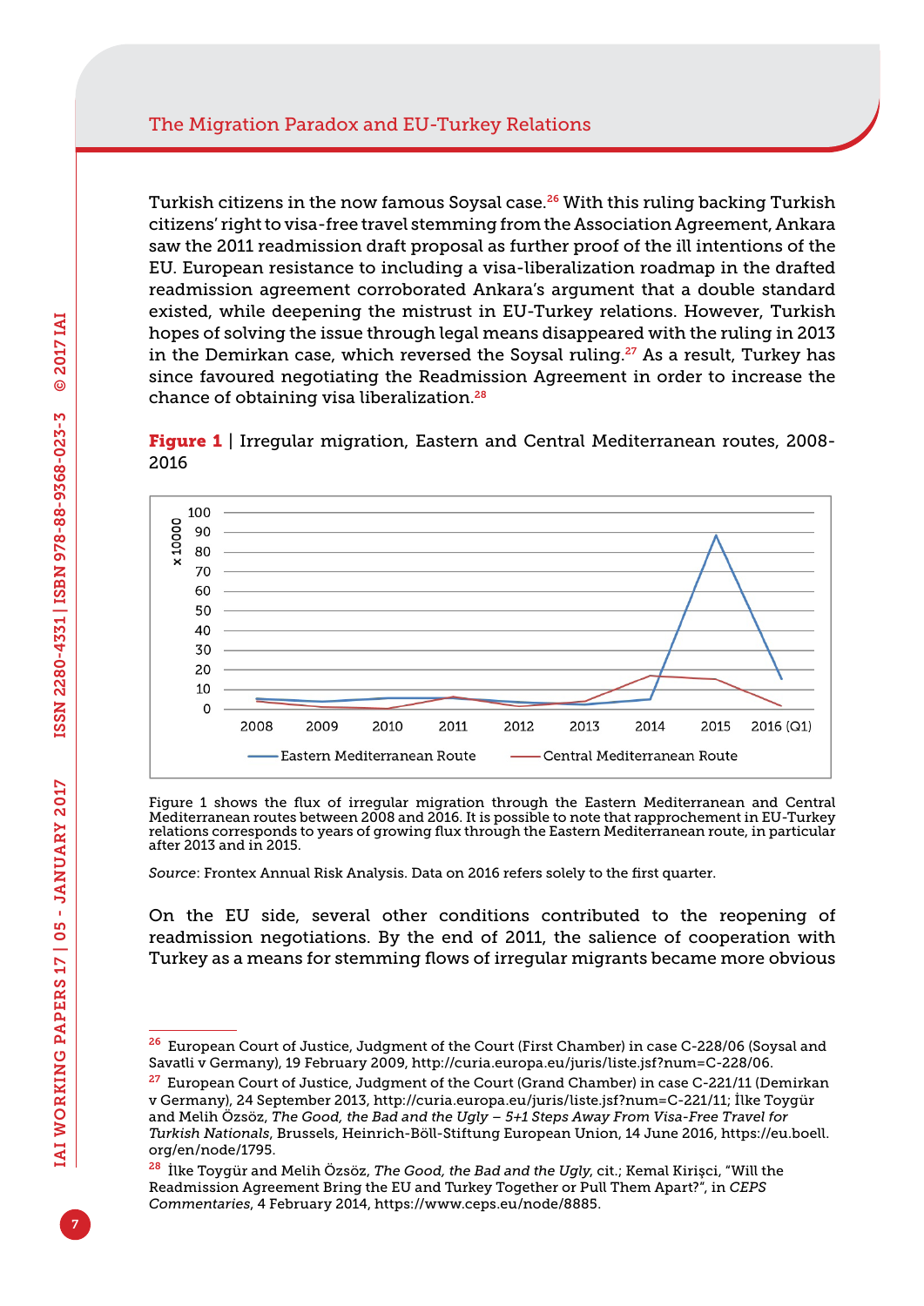Turkish citizens in the now famous Soysal case.[26] With this ruling backing Turkish citizens' right to visa-free travel stemming from the Association Agreement, Ankara saw the 2011 readmission draft proposal as further proof of the ill intentions of the EU. European resistance to including a visa-liberalization roadmap in the drafted readmission agreement corroborated Ankara's argument that a double standard existed, while deepening the mistrust in EU-Turkey relations. However, Turkish hopes of solving the issue through legal means disappeared with the ruling in 2013 in the Demirkan case, which reversed the Soysal ruling.[27] As a result, Turkey has since favoured negotiating the Readmission Agreement in order to increase the chance of obtaining visa liberalization.[28]

**Figure 1** | Irregular migration, Eastern and Central Mediterranean routes, 2008-2016

Figure 1 shows the flux of irregular migration through the Eastern Mediterranean and Central Mediterranean routes between 2008 and 2016. It is possible to note that rapprochement in EU-Turkey relations corresponds to years of growing flux through the Eastern Mediterranean route, in particular after 2013 and in 2015.

*Source*: Frontex Annual Risk Analysis. Data on 2016 refers solely to the first quarter.

On the EU side, several other conditions contributed to the reopening of readmission negotiations. By the end of 2011, the salience of cooperation with Turkey as a means for stemming flows of irregular migrants became more obvious

---

[26] European Court of Justice, Judgment of the Court (First Chamber) in case C-228/06 (Soysal and Savatli v Germany), 19 February 2009, http://curia.europa.eu/juris/liste.jsf?num=C-228/06.

[27] European Court of Justice, Judgment of the Court (Grand Chamber) in case C-221/11 (Demirkan v Germany), 24 September 2013, http://curia.europa.eu/juris/liste.jsf?num=C-221/11; İlke Toygür and Melih Özsöz, *The Good, the Bad and the Ugly – 5+1 Steps Away From Visa-Free Travel for Turkish Nationals*, Brussels, Heinrich-Böll-Stiftung European Union, 14 June 2016, https://eu.boell.org/en/node/1795.

[28] İlke Toygür and Melih Özsöz, *The Good, the Bad and the Ugly*, cit.; Kemal Kirişci, "Will the Readmission Agreement Bring the EU and Turkey Together or Pull Them Apart?", in *CEPS Commentaries*, 4 February 2014, https://www.ceps.eu/node/8885.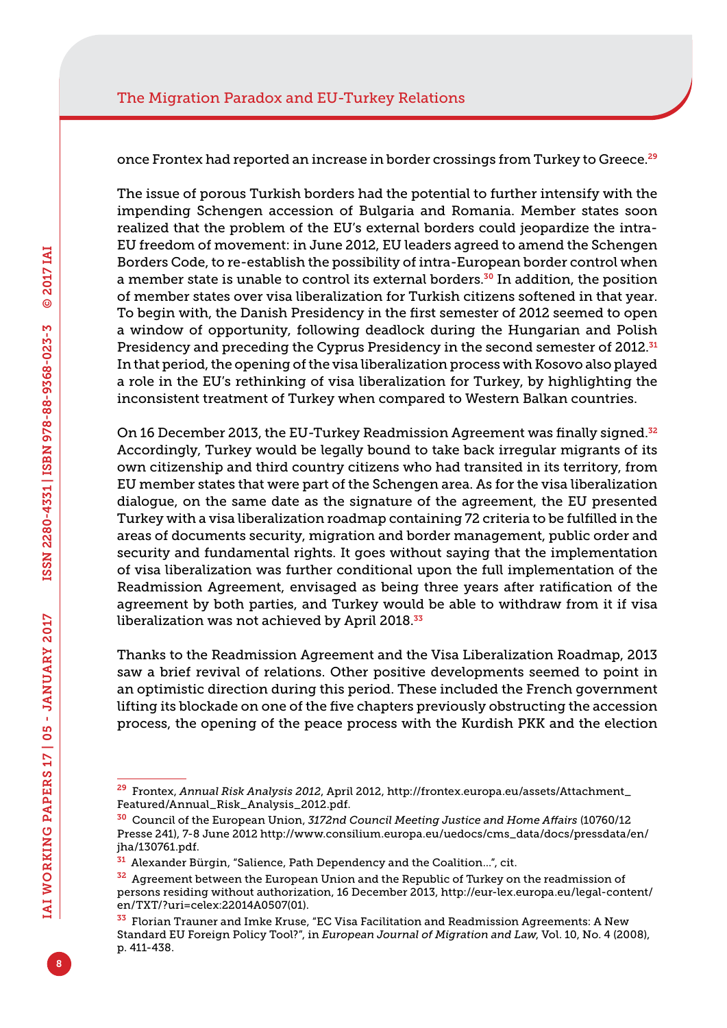once Frontex had reported an increase in border crossings from Turkey to Greece.[29]

The issue of porous Turkish borders had the potential to further intensify with the impending Schengen accession of Bulgaria and Romania. Member states soon realized that the problem of the EU's external borders could jeopardize the intra-EU freedom of movement: in June 2012, EU leaders agreed to amend the Schengen Borders Code, to re-establish the possibility of intra-European border control when a member state is unable to control its external borders.[30] In addition, the position of member states over visa liberalization for Turkish citizens softened in that year. To begin with, the Danish Presidency in the first semester of 2012 seemed to open a window of opportunity, following deadlock during the Hungarian and Polish Presidency and preceding the Cyprus Presidency in the second semester of 2012.[31] In that period, the opening of the visa liberalization process with Kosovo also played a role in the EU's rethinking of visa liberalization for Turkey, by highlighting the inconsistent treatment of Turkey when compared to Western Balkan countries.

On 16 December 2013, the EU-Turkey Readmission Agreement was finally signed.[32] Accordingly, Turkey would be legally bound to take back irregular migrants of its own citizenship and third country citizens who had transited in its territory, from EU member states that were part of the Schengen area. As for the visa liberalization dialogue, on the same date as the signature of the agreement, the EU presented Turkey with a visa liberalization roadmap containing 72 criteria to be fulfilled in the areas of documents security, migration and border management, public order and security and fundamental rights. It goes without saying that the implementation of visa liberalization was further conditional upon the full implementation of the Readmission Agreement, envisaged as being three years after ratification of the agreement by both parties, and Turkey would be able to withdraw from it if visa liberalization was not achieved by April 2018.[33]

Thanks to the Readmission Agreement and the Visa Liberalization Roadmap, 2013 saw a brief revival of relations. Other positive developments seemed to point in an optimistic direction during this period. These included the French government lifting its blockade on one of the five chapters previously obstructing the accession process, the opening of the peace process with the Kurdish PKK and the election

---

[29] Frontex, *Annual Risk Analysis 2012*, April 2012, http://frontex.europa.eu/assets/Attachment_Featured/Annual_Risk_Analysis_2012.pdf.

[30] Council of the European Union, *3172nd Council Meeting Justice and Home Affairs* (10760/12 Presse 241), 7-8 June 2012 http://www.consilium.europa.eu/uedocs/cms_data/docs/pressdata/en/jha/130761.pdf.

[31] Alexander Bürgin, "Salience, Path Dependency and the Coalition...", cit.

[32] Agreement between the European Union and the Republic of Turkey on the readmission of persons residing without authorization, 16 December 2013, http://eur-lex.europa.eu/legal-content/en/TXT/?uri=celex:22014A0507(01).

[33] Florian Trauner and Imke Kruse, "EC Visa Facilitation and Readmission Agreements: A New Standard EU Foreign Policy Tool?", in *European Journal of Migration and Law*, Vol. 10, No. 4 (2008), p. 411-438.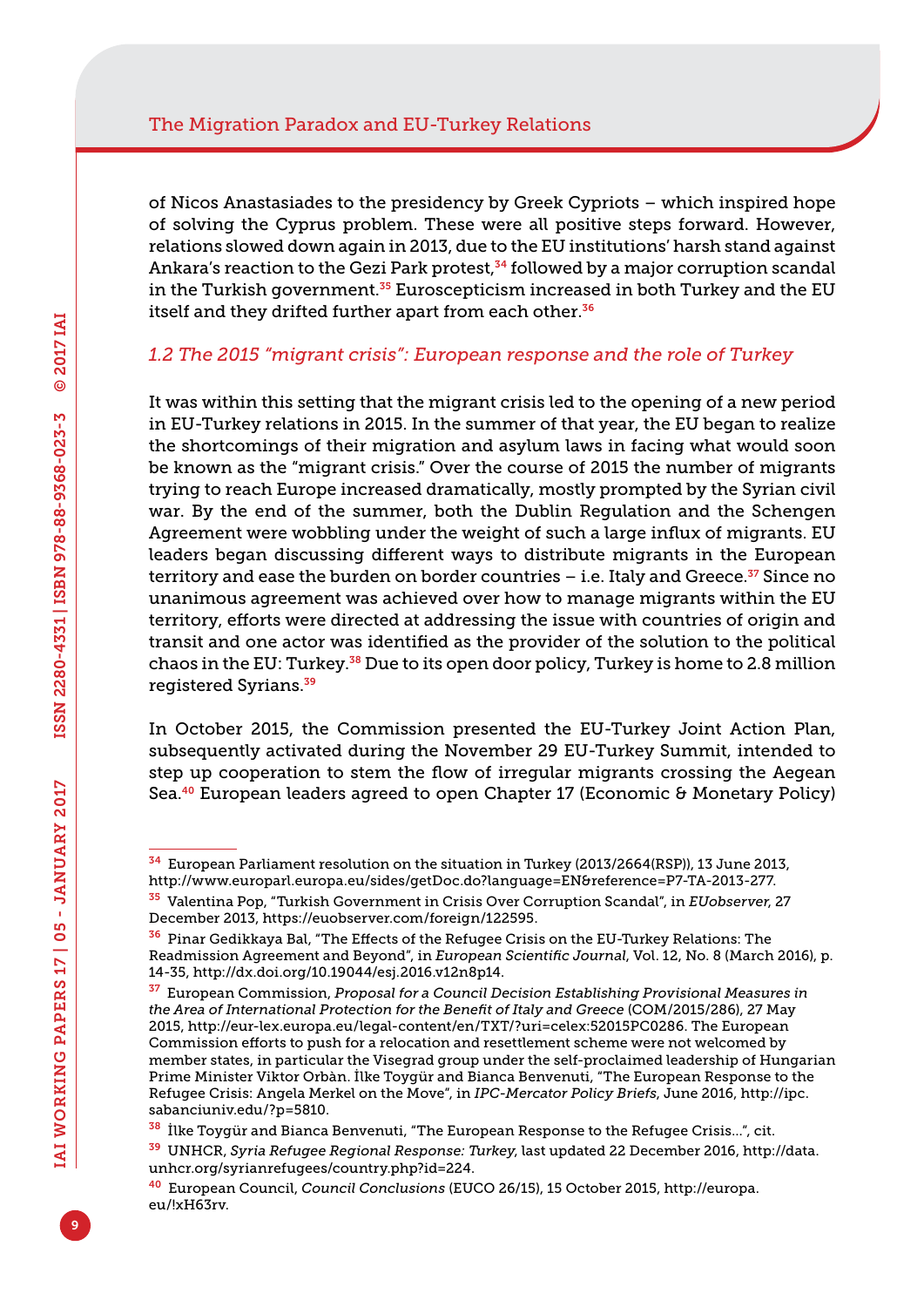of Nicos Anastasiades to the presidency by Greek Cypriots – which inspired hope of solving the Cyprus problem. These were all positive steps forward. However, relations slowed down again in 2013, due to the EU institutions' harsh stand against Ankara's reaction to the Gezi Park protest,[34] followed by a major corruption scandal in the Turkish government.[35] Euroscepticism increased in both Turkey and the EU itself and they drifted further apart from each other.[36]

### 1.2 The 2015 "migrant crisis": European response and the role of Turkey

It was within this setting that the migrant crisis led to the opening of a new period in EU-Turkey relations in 2015. In the summer of that year, the EU began to realize the shortcomings of their migration and asylum laws in facing what would soon be known as the "migrant crisis." Over the course of 2015 the number of migrants trying to reach Europe increased dramatically, mostly prompted by the Syrian civil war. By the end of the summer, both the Dublin Regulation and the Schengen Agreement were wobbling under the weight of such a large influx of migrants. EU leaders began discussing different ways to distribute migrants in the European territory and ease the burden on border countries – i.e. Italy and Greece.[37] Since no unanimous agreement was achieved over how to manage migrants within the EU territory, efforts were directed at addressing the issue with countries of origin and transit and one actor was identified as the provider of the solution to the political chaos in the EU: Turkey.[38] Due to its open door policy, Turkey is home to 2.8 million registered Syrians.[39]

In October 2015, the Commission presented the EU-Turkey Joint Action Plan, subsequently activated during the November 29 EU-Turkey Summit, intended to step up cooperation to stem the flow of irregular migrants crossing the Aegean Sea.[40] European leaders agreed to open Chapter 17 (Economic & Monetary Policy)

---

[34] European Parliament resolution on the situation in Turkey (2013/2664(RSP)), 13 June 2013, http://www.europarl.europa.eu/sides/getDoc.do?language=EN&reference=P7-TA-2013-277.

[35] Valentina Pop, "Turkish Government in Crisis Over Corruption Scandal", in *EUobserver*, 27 December 2013, https://euobserver.com/foreign/122595.

[36] Pinar Gedikkaya Bal, "The Effects of the Refugee Crisis on the EU-Turkey Relations: The Readmission Agreement and Beyond", in *European Scientific Journal*, Vol. 12, No. 8 (March 2016), p. 14-35, http://dx.doi.org/10.19044/esj.2016.v12n8p14.

[37] European Commission, *Proposal for a Council Decision Establishing Provisional Measures in the Area of International Protection for the Benefit of Italy and Greece* (COM/2015/286), 27 May 2015, http://eur-lex.europa.eu/legal-content/en/TXT/?uri=celex:52015PC0286. The European Commission efforts to push for a relocation and resettlement scheme were not welcomed by member states, in particular the Visegrad group under the self-proclaimed leadership of Hungarian Prime Minister Viktor Orbàn. İlke Toygür and Bianca Benvenuti, "The European Response to the Refugee Crisis: Angela Merkel on the Move", in *IPC-Mercator Policy Briefs*, June 2016, http://ipc.sabanciuniv.edu/?p=5810.

[38] İlke Toygür and Bianca Benvenuti, "The European Response to the Refugee Crisis…", cit.

[39] UNHCR, *Syria Refugee Regional Response: Turkey*, last updated 22 December 2016, http://data.unhcr.org/syrianrefugees/country.php?id=224.

[40] European Council, *Council Conclusions* (EUCO 26/15), 15 October 2015, http://europa.eu/!xH63rv.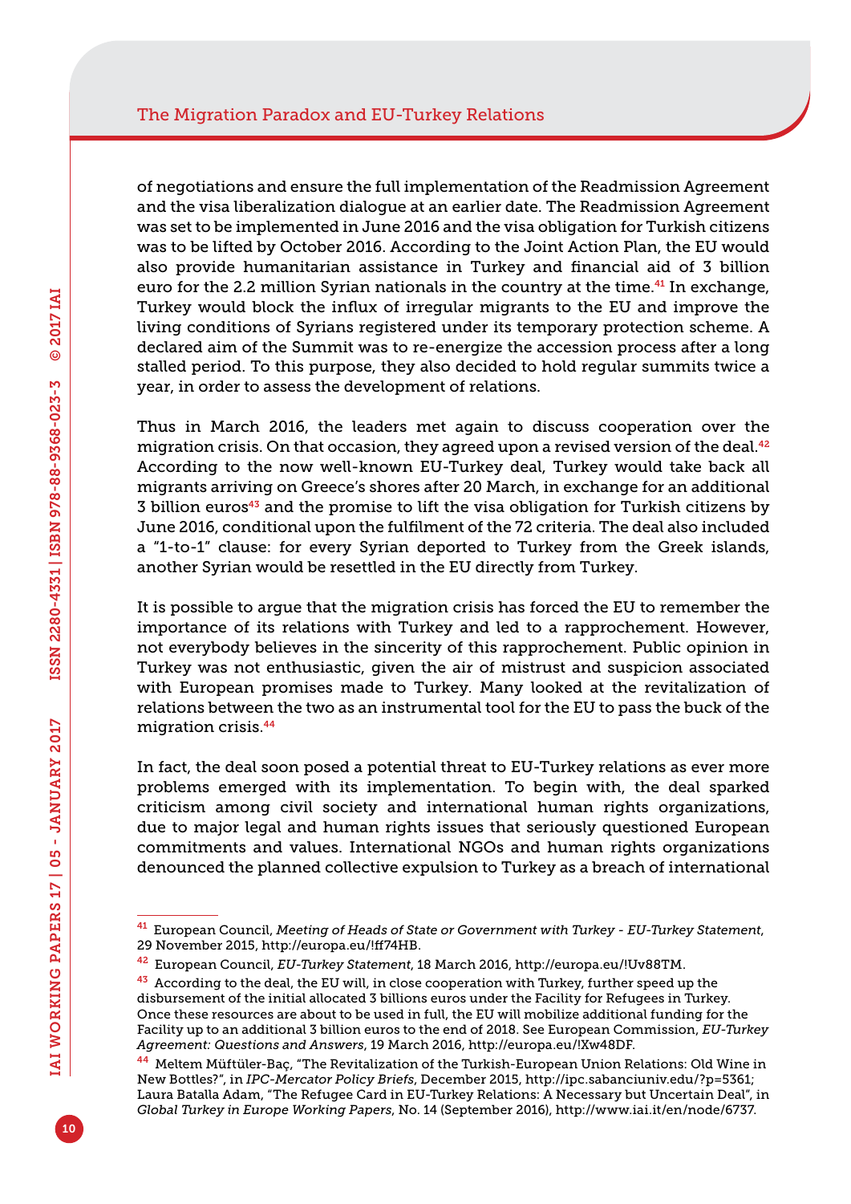of negotiations and ensure the full implementation of the Readmission Agreement and the visa liberalization dialogue at an earlier date. The Readmission Agreement was set to be implemented in June 2016 and the visa obligation for Turkish citizens was to be lifted by October 2016. According to the Joint Action Plan, the EU would also provide humanitarian assistance in Turkey and financial aid of 3 billion euro for the 2.2 million Syrian nationals in the country at the time.[41] In exchange, Turkey would block the influx of irregular migrants to the EU and improve the living conditions of Syrians registered under its temporary protection scheme. A declared aim of the Summit was to re-energize the accession process after a long stalled period. To this purpose, they also decided to hold regular summits twice a year, in order to assess the development of relations.

Thus in March 2016, the leaders met again to discuss cooperation over the migration crisis. On that occasion, they agreed upon a revised version of the deal.[42] According to the now well-known EU-Turkey deal, Turkey would take back all migrants arriving on Greece's shores after 20 March, in exchange for an additional 3 billion euros[43] and the promise to lift the visa obligation for Turkish citizens by June 2016, conditional upon the fulfilment of the 72 criteria. The deal also included a "1-to-1" clause: for every Syrian deported to Turkey from the Greek islands, another Syrian would be resettled in the EU directly from Turkey.

It is possible to argue that the migration crisis has forced the EU to remember the importance of its relations with Turkey and led to a rapprochement. However, not everybody believes in the sincerity of this rapprochement. Public opinion in Turkey was not enthusiastic, given the air of mistrust and suspicion associated with European promises made to Turkey. Many looked at the revitalization of relations between the two as an instrumental tool for the EU to pass the buck of the migration crisis.[44]

In fact, the deal soon posed a potential threat to EU-Turkey relations as ever more problems emerged with its implementation. To begin with, the deal sparked criticism among civil society and international human rights organizations, due to major legal and human rights issues that seriously questioned European commitments and values. International NGOs and human rights organizations denounced the planned collective expulsion to Turkey as a breach of international

---

[41] European Council, *Meeting of Heads of State or Government with Turkey - EU-Turkey Statement*, 29 November 2015, http://europa.eu/!ff74HB.

[42] European Council, *EU-Turkey Statement*, 18 March 2016, http://europa.eu/!Uv88TM.

[43] According to the deal, the EU will, in close cooperation with Turkey, further speed up the disbursement of the initial allocated 3 billions euros under the Facility for Refugees in Turkey. Once these resources are about to be used in full, the EU will mobilize additional funding for the Facility up to an additional 3 billion euros to the end of 2018. See European Commission, *EU-Turkey Agreement: Questions and Answers*, 19 March 2016, http://europa.eu/!Xw48DF.

[44] Meltem Müftüler-Baç, "The Revitalization of the Turkish-European Union Relations: Old Wine in New Bottles?", in *IPC-Mercator Policy Briefs*, December 2015, http://ipc.sabanciuniv.edu/?p=5361; Laura Batalla Adam, "The Refugee Card in EU-Turkey Relations: A Necessary but Uncertain Deal", in *Global Turkey in Europe Working Papers*, No. 14 (September 2016), http://www.iai.it/en/node/6737.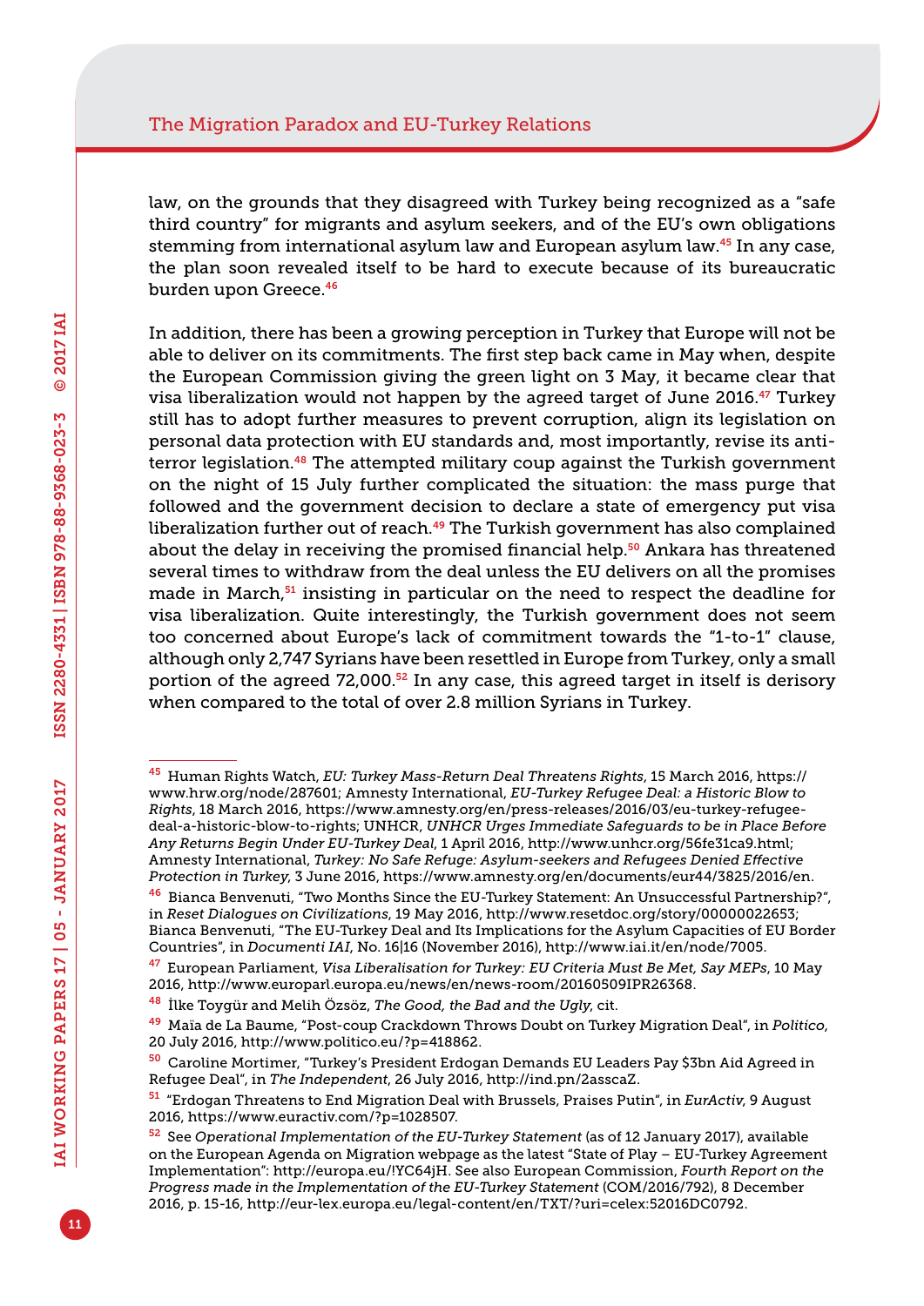law, on the grounds that they disagreed with Turkey being recognized as a "safe third country" for migrants and asylum seekers, and of the EU's own obligations stemming from international asylum law and European asylum law.[45] In any case, the plan soon revealed itself to be hard to execute because of its bureaucratic burden upon Greece.[46]

In addition, there has been a growing perception in Turkey that Europe will not be able to deliver on its commitments. The first step back came in May when, despite the European Commission giving the green light on 3 May, it became clear that visa liberalization would not happen by the agreed target of June 2016.[47] Turkey still has to adopt further measures to prevent corruption, align its legislation on personal data protection with EU standards and, most importantly, revise its anti-terror legislation.[48] The attempted military coup against the Turkish government on the night of 15 July further complicated the situation: the mass purge that followed and the government decision to declare a state of emergency put visa liberalization further out of reach.[49] The Turkish government has also complained about the delay in receiving the promised financial help.[50] Ankara has threatened several times to withdraw from the deal unless the EU delivers on all the promises made in March,[51] insisting in particular on the need to respect the deadline for visa liberalization. Quite interestingly, the Turkish government does not seem too concerned about Europe's lack of commitment towards the "1-to-1" clause, although only 2,747 Syrians have been resettled in Europe from Turkey, only a small portion of the agreed 72,000.[52] In any case, this agreed target in itself is derisory when compared to the total of over 2.8 million Syrians in Turkey.

---

[45] Human Rights Watch, *EU: Turkey Mass-Return Deal Threatens Rights*, 15 March 2016, https://www.hrw.org/node/287601; Amnesty International, *EU-Turkey Refugee Deal: a Historic Blow to Rights*, 18 March 2016, https://www.amnesty.org/en/press-releases/2016/03/eu-turkey-refugee-deal-a-historic-blow-to-rights; UNHCR, *UNHCR Urges Immediate Safeguards to be in Place Before Any Returns Begin Under EU-Turkey Deal*, 1 April 2016, http://www.unhcr.org/56fe31ca9.html; Amnesty International, *Turkey: No Safe Refuge: Asylum-seekers and Refugees Denied Effective Protection in Turkey*, 3 June 2016, https://www.amnesty.org/en/documents/eur44/3825/2016/en.

[46] Bianca Benvenuti, "Two Months Since the EU-Turkey Statement: An Unsuccessful Partnership?", in *Reset Dialogues on Civilizations*, 19 May 2016, http://www.resetdoc.org/story/00000022653; Bianca Benvenuti, "The EU-Turkey Deal and Its Implications for the Asylum Capacities of EU Border Countries", in *Documenti IAI*, No. 16|16 (November 2016), http://www.iai.it/en/node/7005.

[47] European Parliament, *Visa Liberalisation for Turkey: EU Criteria Must Be Met, Say MEPs*, 10 May 2016, http://www.europarl.europa.eu/news/en/news-room/20160509IPR26368.

[48] İlke Toygür and Melih Özsöz, *The Good, the Bad and the Ugly*, cit.

[49] Maïa de La Baume, "Post-coup Crackdown Throws Doubt on Turkey Migration Deal", in *Politico*, 20 July 2016, http://www.politico.eu/?p=418862.

[50] Caroline Mortimer, "Turkey's President Erdogan Demands EU Leaders Pay $3bn Aid Agreed in Refugee Deal", in *The Independent*, 26 July 2016, http://ind.pn/2asscaZ.

[51] "Erdogan Threatens to End Migration Deal with Brussels, Praises Putin", in *EurActiv*, 9 August 2016, https://www.euractiv.com/?p=1028507.

[52] See *Operational Implementation of the EU-Turkey Statement* (as of 12 January 2017), available on the European Agenda on Migration webpage as the latest "State of Play – EU-Turkey Agreement Implementation": http://europa.eu/!YC64jH. See also European Commission, *Fourth Report on the Progress made in the Implementation of the EU-Turkey Statement* (COM/2016/792), 8 December 2016, p. 15-16, http://eur-lex.europa.eu/legal-content/en/TXT/?uri=celex:52016DC0792.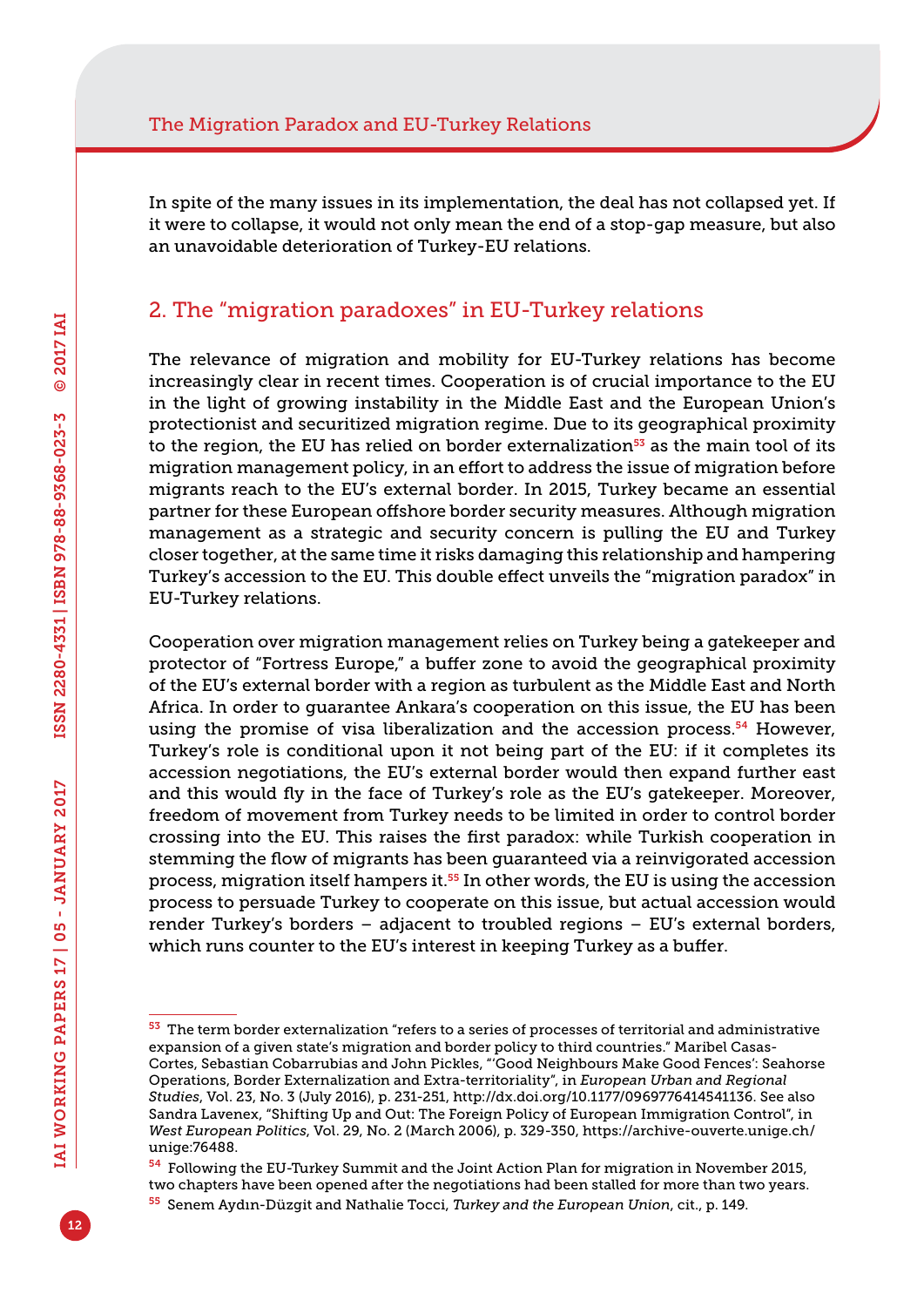In spite of the many issues in its implementation, the deal has not collapsed yet. If it were to collapse, it would not only mean the end of a stop-gap measure, but also an unavoidable deterioration of Turkey-EU relations.

## 2. The "migration paradoxes" in EU-Turkey relations

The relevance of migration and mobility for EU-Turkey relations has become increasingly clear in recent times. Cooperation is of crucial importance to the EU in the light of growing instability in the Middle East and the European Union's protectionist and securitized migration regime. Due to its geographical proximity to the region, the EU has relied on border externalization[53] as the main tool of its migration management policy, in an effort to address the issue of migration before migrants reach to the EU's external border. In 2015, Turkey became an essential partner for these European offshore border security measures. Although migration management as a strategic and security concern is pulling the EU and Turkey closer together, at the same time it risks damaging this relationship and hampering Turkey's accession to the EU. This double effect unveils the "migration paradox" in EU-Turkey relations.

Cooperation over migration management relies on Turkey being a gatekeeper and protector of "Fortress Europe," a buffer zone to avoid the geographical proximity of the EU's external border with a region as turbulent as the Middle East and North Africa. In order to guarantee Ankara's cooperation on this issue, the EU has been using the promise of visa liberalization and the accession process.[54] However, Turkey's role is conditional upon it not being part of the EU: if it completes its accession negotiations, the EU's external border would then expand further east and this would fly in the face of Turkey's role as the EU's gatekeeper. Moreover, freedom of movement from Turkey needs to be limited in order to control border crossing into the EU. This raises the first paradox: while Turkish cooperation in stemming the flow of migrants has been guaranteed via a reinvigorated accession process, migration itself hampers it.[55] In other words, the EU is using the accession process to persuade Turkey to cooperate on this issue, but actual accession would render Turkey's borders – adjacent to troubled regions – EU's external borders, which runs counter to the EU's interest in keeping Turkey as a buffer.

---

[53] The term border externalization "refers to a series of processes of territorial and administrative expansion of a given state's migration and border policy to third countries." Maribel Casas-Cortes, Sebastian Cobarrubias and John Pickles, "'Good Neighbours Make Good Fences': Seahorse Operations, Border Externalization and Extra-territoriality", in *European Urban and Regional Studies*, Vol. 23, No. 3 (July 2016), p. 231-251, http://dx.doi.org/10.1177/0969776414541136. See also Sandra Lavenex, "Shifting Up and Out: The Foreign Policy of European Immigration Control", in *West European Politics*, Vol. 29, No. 2 (March 2006), p. 329-350, https://archive-ouverte.unige.ch/unige:76488.

[54] Following the EU-Turkey Summit and the Joint Action Plan for migration in November 2015, two chapters have been opened after the negotiations had been stalled for more than two years.

[55] Senem Aydın-Düzgit and Nathalie Tocci, *Turkey and the European Union*, cit., p. 149.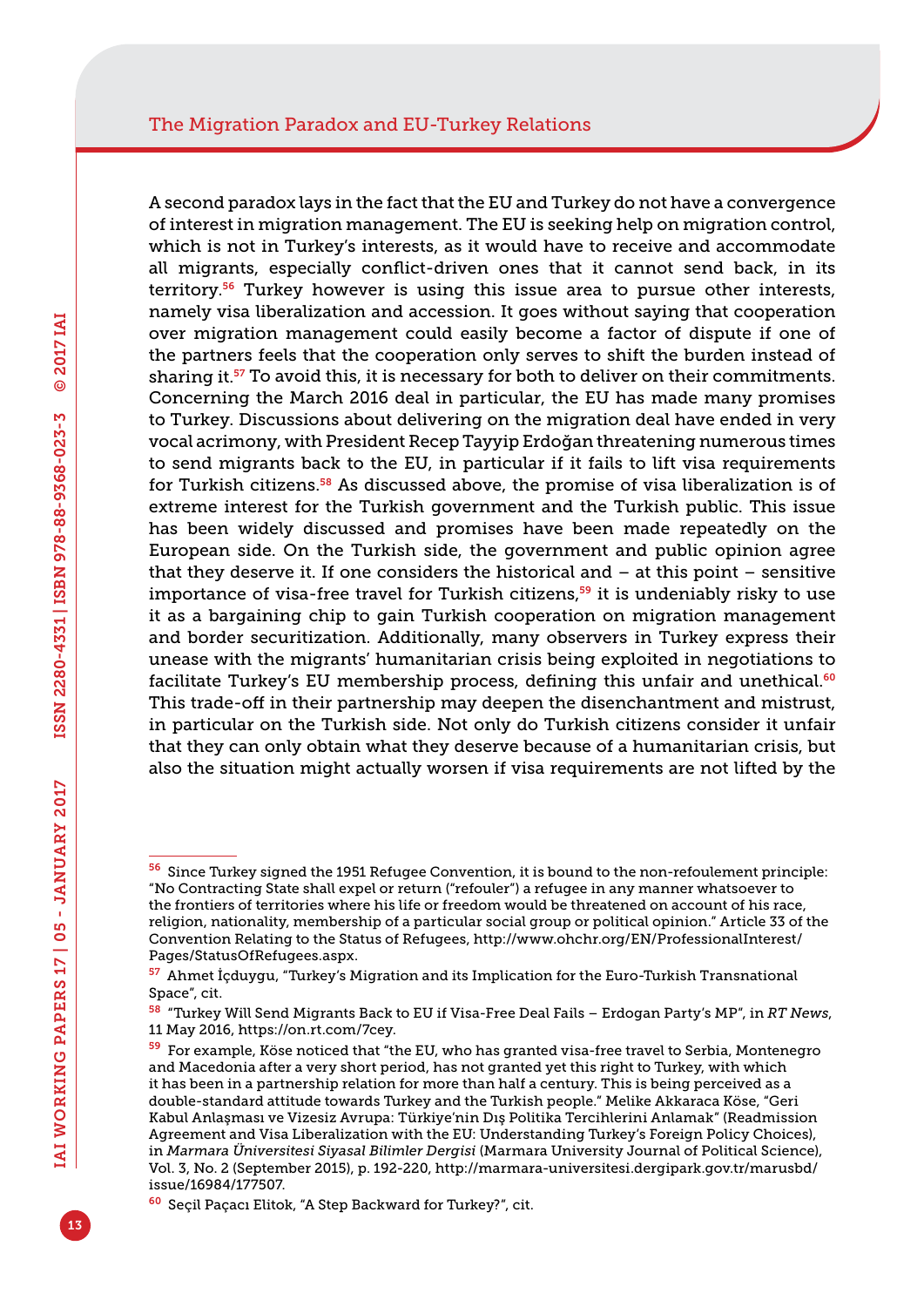A second paradox lays in the fact that the EU and Turkey do not have a convergence of interest in migration management. The EU is seeking help on migration control, which is not in Turkey's interests, as it would have to receive and accommodate all migrants, especially conflict-driven ones that it cannot send back, in its territory.[56] Turkey however is using this issue area to pursue other interests, namely visa liberalization and accession. It goes without saying that cooperation over migration management could easily become a factor of dispute if one of the partners feels that the cooperation only serves to shift the burden instead of sharing it.[57] To avoid this, it is necessary for both to deliver on their commitments. Concerning the March 2016 deal in particular, the EU has made many promises to Turkey. Discussions about delivering on the migration deal have ended in very vocal acrimony, with President Recep Tayyip Erdoğan threatening numerous times to send migrants back to the EU, in particular if it fails to lift visa requirements for Turkish citizens.[58] As discussed above, the promise of visa liberalization is of extreme interest for the Turkish government and the Turkish public. This issue has been widely discussed and promises have been made repeatedly on the European side. On the Turkish side, the government and public opinion agree that they deserve it. If one considers the historical and – at this point – sensitive importance of visa-free travel for Turkish citizens,[59] it is undeniably risky to use it as a bargaining chip to gain Turkish cooperation on migration management and border securitization. Additionally, many observers in Turkey express their unease with the migrants' humanitarian crisis being exploited in negotiations to facilitate Turkey's EU membership process, defining this unfair and unethical.[60] This trade-off in their partnership may deepen the disenchantment and mistrust, in particular on the Turkish side. Not only do Turkish citizens consider it unfair that they can only obtain what they deserve because of a humanitarian crisis, but also the situation might actually worsen if visa requirements are not lifted by the

---

[56] Since Turkey signed the 1951 Refugee Convention, it is bound to the non-refoulement principle: "No Contracting State shall expel or return ("refouler") a refugee in any manner whatsoever to the frontiers of territories where his life or freedom would be threatened on account of his race, religion, nationality, membership of a particular social group or political opinion." Article 33 of the Convention Relating to the Status of Refugees, http://www.ohchr.org/EN/ProfessionalInterest/Pages/StatusOfRefugees.aspx.

[57] Ahmet İçduygu, "Turkey's Migration and its Implication for the Euro-Turkish Transnational Space", cit.

[58] "Turkey Will Send Migrants Back to EU if Visa-Free Deal Fails – Erdogan Party's MP", in *RT News*, 11 May 2016, https://on.rt.com/7cey.

[59] For example, Köse noticed that "the EU, who has granted visa-free travel to Serbia, Montenegro and Macedonia after a very short period, has not granted yet this right to Turkey, with which it has been in a partnership relation for more than half a century. This is being perceived as a double-standard attitude towards Turkey and the Turkish people." Melike Akkaraca Köse, "Geri Kabul Anlaşması ve Vizesiz Avrupa: Türkiye'nin Dış Politika Tercihlerini Anlamak" (Readmission Agreement and Visa Liberalization with the EU: Understanding Turkey's Foreign Policy Choices), in *Marmara Üniversitesi Siyasal Bilimler Dergisi* (Marmara University Journal of Political Science), Vol. 3, No. 2 (September 2015), p. 192-220, http://marmara-universitesi.dergipark.gov.tr/marusbd/issue/16984/177507.

[60] Seçil Paçacı Elitok, "A Step Backward for Turkey?", cit.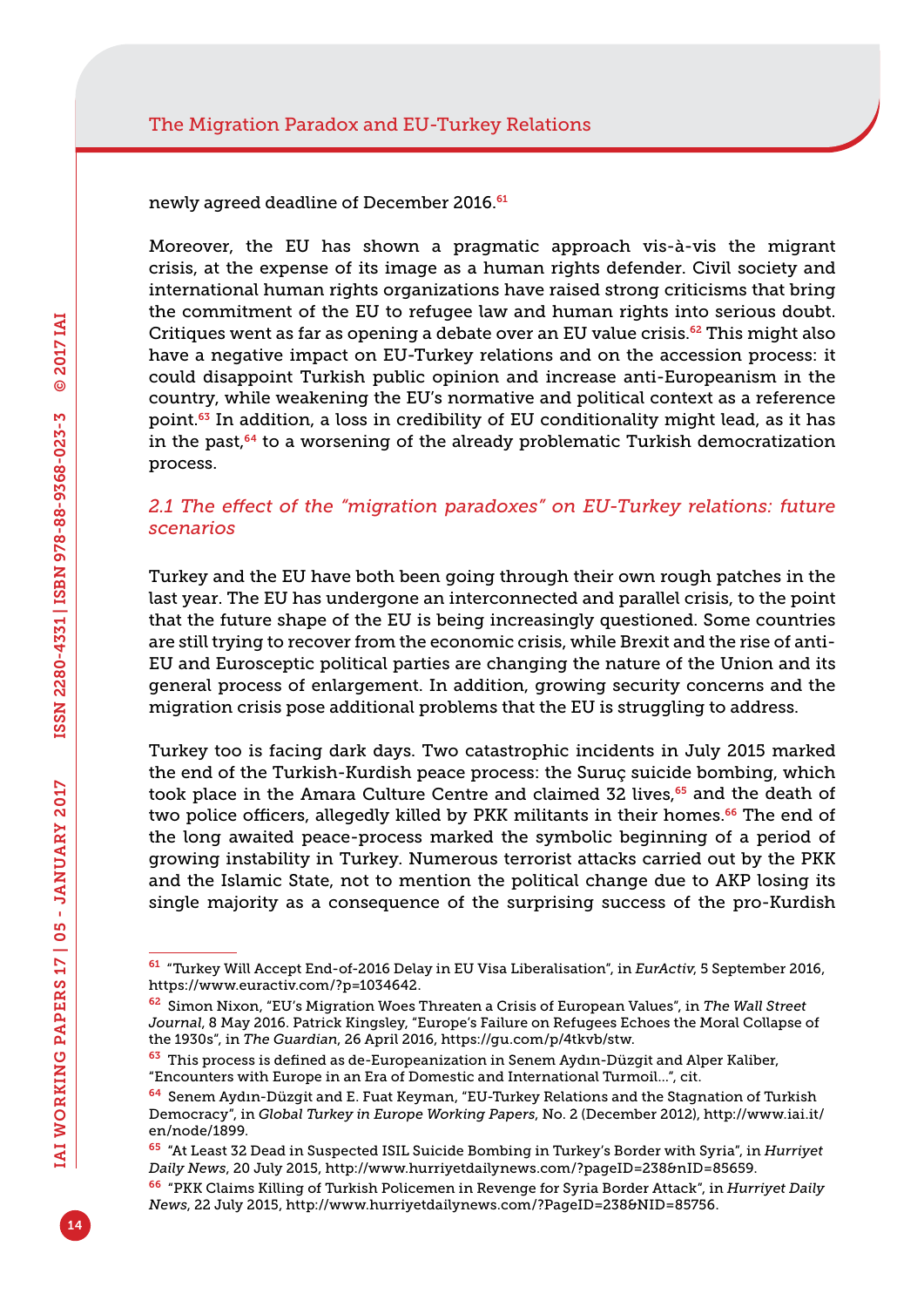newly agreed deadline of December 2016.[61]

Moreover, the EU has shown a pragmatic approach vis-à-vis the migrant crisis, at the expense of its image as a human rights defender. Civil society and international human rights organizations have raised strong criticisms that bring the commitment of the EU to refugee law and human rights into serious doubt. Critiques went as far as opening a debate over an EU value crisis.[62] This might also have a negative impact on EU-Turkey relations and on the accession process: it could disappoint Turkish public opinion and increase anti-Europeanism in the country, while weakening the EU's normative and political context as a reference point.[63] In addition, a loss in credibility of EU conditionality might lead, as it has in the past,[64] to a worsening of the already problematic Turkish democratization process.

### *2.1 The effect of the "migration paradoxes" on EU-Turkey relations: future scenarios*

Turkey and the EU have both been going through their own rough patches in the last year. The EU has undergone an interconnected and parallel crisis, to the point that the future shape of the EU is being increasingly questioned. Some countries are still trying to recover from the economic crisis, while Brexit and the rise of anti-EU and Eurosceptic political parties are changing the nature of the Union and its general process of enlargement. In addition, growing security concerns and the migration crisis pose additional problems that the EU is struggling to address.

Turkey too is facing dark days. Two catastrophic incidents in July 2015 marked the end of the Turkish-Kurdish peace process: the Suruç suicide bombing, which took place in the Amara Culture Centre and claimed 32 lives,[65] and the death of two police officers, allegedly killed by PKK militants in their homes.[66] The end of the long awaited peace-process marked the symbolic beginning of a period of growing instability in Turkey. Numerous terrorist attacks carried out by the PKK and the Islamic State, not to mention the political change due to AKP losing its single majority as a consequence of the surprising success of the pro-Kurdish

---

[61] "Turkey Will Accept End-of-2016 Delay in EU Visa Liberalisation", in *EurActiv*, 5 September 2016, https://www.euractiv.com/?p=1034642.

[62] Simon Nixon, "EU's Migration Woes Threaten a Crisis of European Values", in *The Wall Street Journal*, 8 May 2016. Patrick Kingsley, "Europe's Failure on Refugees Echoes the Moral Collapse of the 1930s", in *The Guardian*, 26 April 2016, https://gu.com/p/4tkvb/stw.

[63] This process is defined as de-Europeanization in Senem Aydın-Düzgit and Alper Kaliber, "Encounters with Europe in an Era of Domestic and International Turmoil…", cit.

[64] Senem Aydın-Düzgit and E. Fuat Keyman, "EU-Turkey Relations and the Stagnation of Turkish Democracy", in *Global Turkey in Europe Working Papers*, No. 2 (December 2012), http://www.iai.it/en/node/1899.

[65] "At Least 32 Dead in Suspected ISIL Suicide Bombing in Turkey's Border with Syria", in *Hurriyet Daily News*, 20 July 2015, http://www.hurriyetdailynews.com/?pageID=238&nID=85659.

[66] "PKK Claims Killing of Turkish Policemen in Revenge for Syria Border Attack", in *Hurriyet Daily News*, 22 July 2015, http://www.hurriyetdailynews.com/?PageID=238&NID=85756.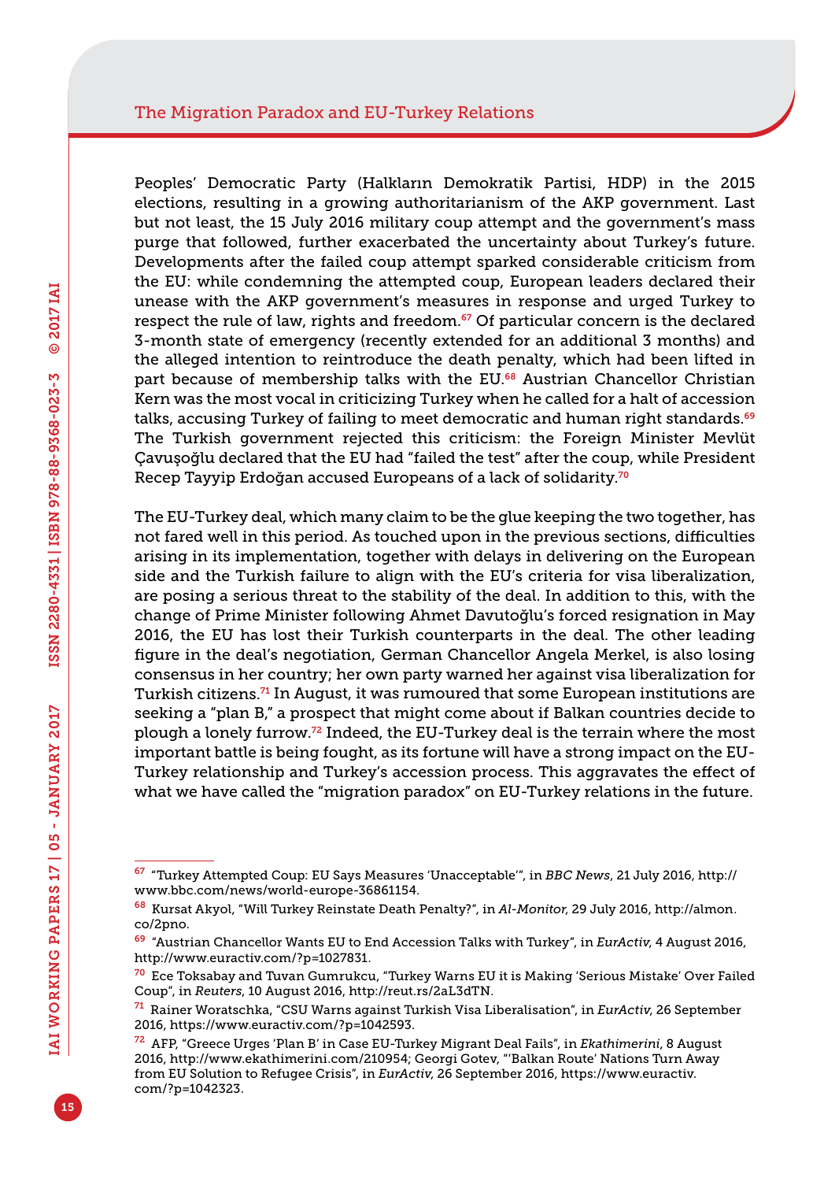Peoples' Democratic Party (Halkların Demokratik Partisi, HDP) in the 2015 elections, resulting in a growing authoritarianism of the AKP government. Last but not least, the 15 July 2016 military coup attempt and the government's mass purge that followed, further exacerbated the uncertainty about Turkey's future. Developments after the failed coup attempt sparked considerable criticism from the EU: while condemning the attempted coup, European leaders declared their unease with the AKP government's measures in response and urged Turkey to respect the rule of law, rights and freedom.[67] Of particular concern is the declared 3-month state of emergency (recently extended for an additional 3 months) and the alleged intention to reintroduce the death penalty, which had been lifted in part because of membership talks with the EU.[68] Austrian Chancellor Christian Kern was the most vocal in criticizing Turkey when he called for a halt of accession talks, accusing Turkey of failing to meet democratic and human right standards.[69] The Turkish government rejected this criticism: the Foreign Minister Mevlüt Çavuşoğlu declared that the EU had "failed the test" after the coup, while President Recep Tayyip Erdoğan accused Europeans of a lack of solidarity.[70]

The EU-Turkey deal, which many claim to be the glue keeping the two together, has not fared well in this period. As touched upon in the previous sections, difficulties arising in its implementation, together with delays in delivering on the European side and the Turkish failure to align with the EU's criteria for visa liberalization, are posing a serious threat to the stability of the deal. In addition to this, with the change of Prime Minister following Ahmet Davutoğlu's forced resignation in May 2016, the EU has lost their Turkish counterparts in the deal. The other leading figure in the deal's negotiation, German Chancellor Angela Merkel, is also losing consensus in her country; her own party warned her against visa liberalization for Turkish citizens.[71] In August, it was rumoured that some European institutions are seeking a "plan B," a prospect that might come about if Balkan countries decide to plough a lonely furrow.[72] Indeed, the EU-Turkey deal is the terrain where the most important battle is being fought, as its fortune will have a strong impact on the EU-Turkey relationship and Turkey's accession process. This aggravates the effect of what we have called the "migration paradox" on EU-Turkey relations in the future.

---

[67] "Turkey Attempted Coup: EU Says Measures 'Unacceptable'", in *BBC News*, 21 July 2016, http://www.bbc.com/news/world-europe-36861154.

[68] Kursat Akyol, "Will Turkey Reinstate Death Penalty?", in *Al-Monitor*, 29 July 2016, http://almon.co/2pno.

[69] "Austrian Chancellor Wants EU to End Accession Talks with Turkey", in *EurActiv*, 4 August 2016, http://www.euractiv.com/?p=1027831.

[70] Ece Toksabay and Tuvan Gumrukcu, "Turkey Warns EU it is Making 'Serious Mistake' Over Failed Coup", in *Reuters*, 10 August 2016, http://reut.rs/2aL3dTN.

[71] Rainer Woratschka, "CSU Warns against Turkish Visa Liberalisation", in *EurActiv*, 26 September 2016, https://www.euractiv.com/?p=1042593.

[72] AFP, "Greece Urges 'Plan B' in Case EU-Turkey Migrant Deal Fails", in *Ekathimerini*, 8 August 2016, http://www.ekathimerini.com/210954; Georgi Gotev, "'Balkan Route' Nations Turn Away from EU Solution to Refugee Crisis", in *EurActiv*, 26 September 2016, https://www.euractiv.com/?p=1042323.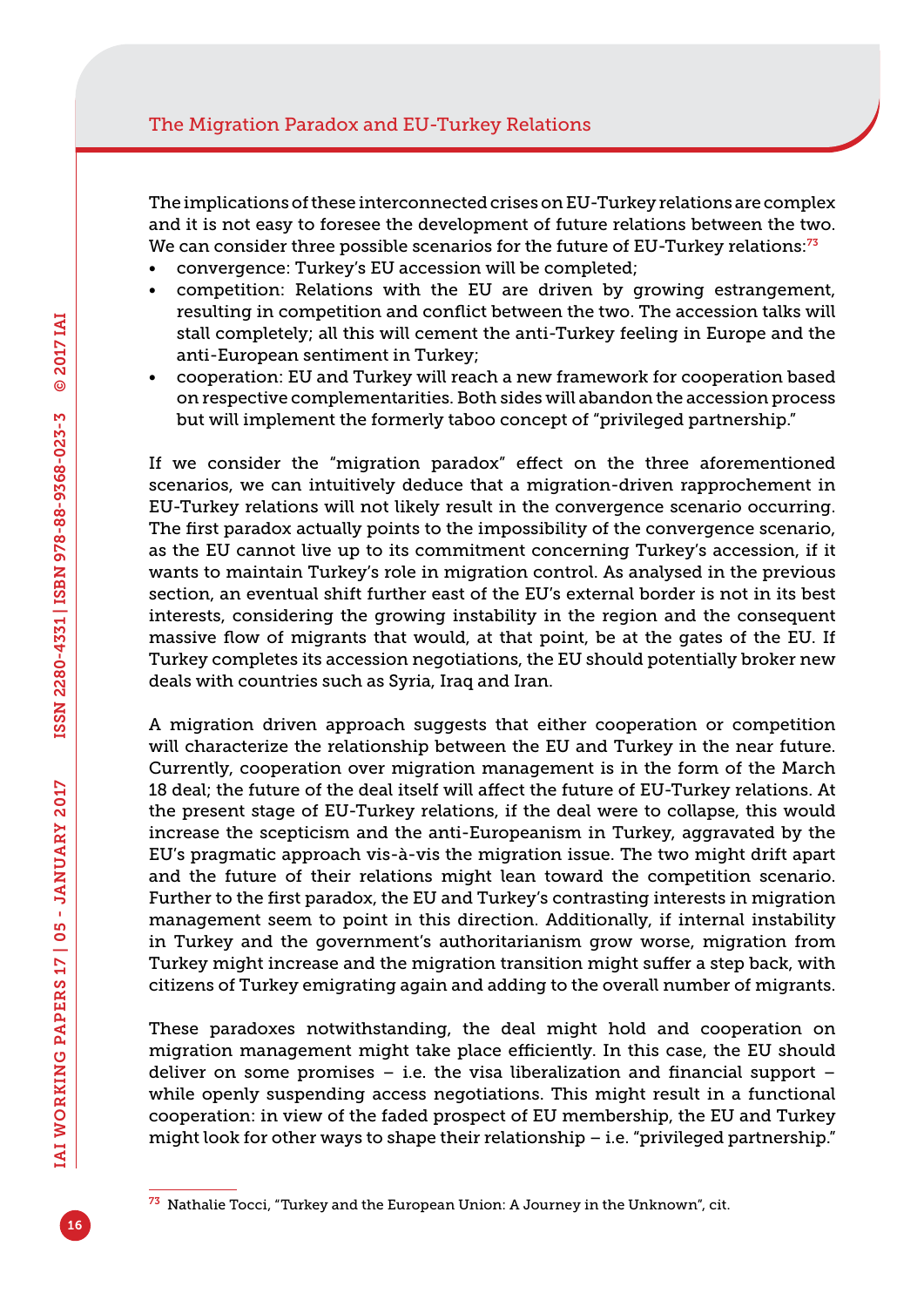The implications of these interconnected crises on EU-Turkey relations are complex and it is not easy to foresee the development of future relations between the two. We can consider three possible scenarios for the future of EU-Turkey relations:[73]

- convergence: Turkey's EU accession will be completed;
- competition: Relations with the EU are driven by growing estrangement, resulting in competition and conflict between the two. The accession talks will stall completely; all this will cement the anti-Turkey feeling in Europe and the anti-European sentiment in Turkey;
- cooperation: EU and Turkey will reach a new framework for cooperation based on respective complementarities. Both sides will abandon the accession process but will implement the formerly taboo concept of "privileged partnership."

If we consider the "migration paradox" effect on the three aforementioned scenarios, we can intuitively deduce that a migration-driven rapprochement in EU-Turkey relations will not likely result in the convergence scenario occurring. The first paradox actually points to the impossibility of the convergence scenario, as the EU cannot live up to its commitment concerning Turkey's accession, if it wants to maintain Turkey's role in migration control. As analysed in the previous section, an eventual shift further east of the EU's external border is not in its best interests, considering the growing instability in the region and the consequent massive flow of migrants that would, at that point, be at the gates of the EU. If Turkey completes its accession negotiations, the EU should potentially broker new deals with countries such as Syria, Iraq and Iran.

A migration driven approach suggests that either cooperation or competition will characterize the relationship between the EU and Turkey in the near future. Currently, cooperation over migration management is in the form of the March 18 deal; the future of the deal itself will affect the future of EU-Turkey relations. At the present stage of EU-Turkey relations, if the deal were to collapse, this would increase the scepticism and the anti-Europeanism in Turkey, aggravated by the EU's pragmatic approach vis-à-vis the migration issue. The two might drift apart and the future of their relations might lean toward the competition scenario. Further to the first paradox, the EU and Turkey's contrasting interests in migration management seem to point in this direction. Additionally, if internal instability in Turkey and the government's authoritarianism grow worse, migration from Turkey might increase and the migration transition might suffer a step back, with citizens of Turkey emigrating again and adding to the overall number of migrants.

These paradoxes notwithstanding, the deal might hold and cooperation on migration management might take place efficiently. In this case, the EU should deliver on some promises – i.e. the visa liberalization and financial support – while openly suspending access negotiations. This might result in a functional cooperation: in view of the faded prospect of EU membership, the EU and Turkey might look for other ways to shape their relationship – i.e. "privileged partnership."

---

[73] Nathalie Tocci, "Turkey and the European Union: A Journey in the Unknown", cit.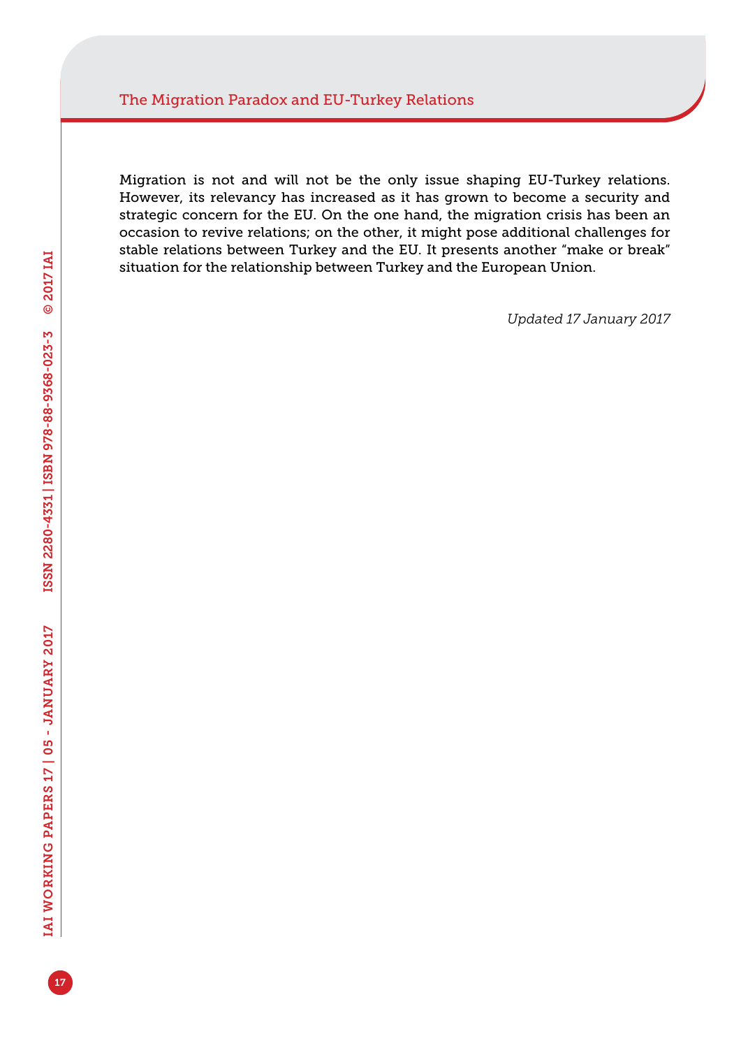Migration is not and will not be the only issue shaping EU-Turkey relations. However, its relevancy has increased as it has grown to become a security and strategic concern for the EU. On the one hand, the migration crisis has been an occasion to revive relations; on the other, it might pose additional challenges for stable relations between Turkey and the EU. It presents another "make or break" situation for the relationship between Turkey and the European Union.

*Updated 17 January 2017*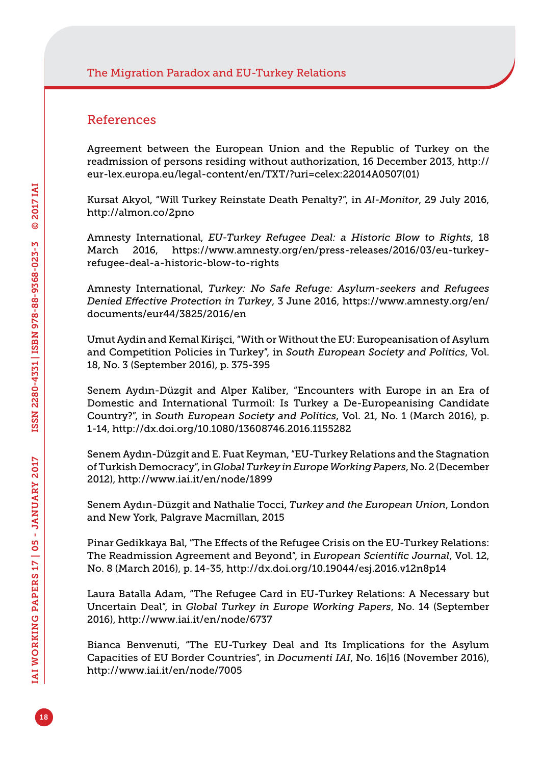## References

Agreement between the European Union and the Republic of Turkey on the readmission of persons residing without authorization, 16 December 2013, http://eur-lex.europa.eu/legal-content/en/TXT/?uri=celex:22014A0507(01)

Kursat Akyol, "Will Turkey Reinstate Death Penalty?", in *Al-Monitor*, 29 July 2016, http://almon.co/2pno

Amnesty International, *EU-Turkey Refugee Deal: a Historic Blow to Rights*, 18 March 2016, https://www.amnesty.org/en/press-releases/2016/03/eu-turkey-refugee-deal-a-historic-blow-to-rights

Amnesty International, *Turkey: No Safe Refuge: Asylum-seekers and Refugees Denied Effective Protection in Turkey*, 3 June 2016, https://www.amnesty.org/en/documents/eur44/3825/2016/en

Umut Aydin and Kemal Kirişci, "With or Without the EU: Europeanisation of Asylum and Competition Policies in Turkey", in *South European Society and Politics*, Vol. 18, No. 3 (September 2016), p. 375-395

Senem Aydın-Düzgit and Alper Kaliber, "Encounters with Europe in an Era of Domestic and International Turmoil: Is Turkey a De-Europeanising Candidate Country?", in *South European Society and Politics*, Vol. 21, No. 1 (March 2016), p. 1-14, http://dx.doi.org/10.1080/13608746.2016.1155282

Senem Aydın-Düzgit and E. Fuat Keyman, "EU-Turkey Relations and the Stagnation of Turkish Democracy", in *Global Turkey in Europe Working Papers*, No. 2 (December 2012), http://www.iai.it/en/node/1899

Senem Aydın-Düzgit and Nathalie Tocci, *Turkey and the European Union*, London and New York, Palgrave Macmillan, 2015

Pinar Gedikkaya Bal, "The Effects of the Refugee Crisis on the EU-Turkey Relations: The Readmission Agreement and Beyond", in *European Scientific Journal*, Vol. 12, No. 8 (March 2016), p. 14-35, http://dx.doi.org/10.19044/esj.2016.v12n8p14

Laura Batalla Adam, "The Refugee Card in EU-Turkey Relations: A Necessary but Uncertain Deal", in *Global Turkey in Europe Working Papers*, No. 14 (September 2016), http://www.iai.it/en/node/6737

Bianca Benvenuti, "The EU-Turkey Deal and Its Implications for the Asylum Capacities of EU Border Countries", in *Documenti IAI*, No. 16|16 (November 2016), http://www.iai.it/en/node/7005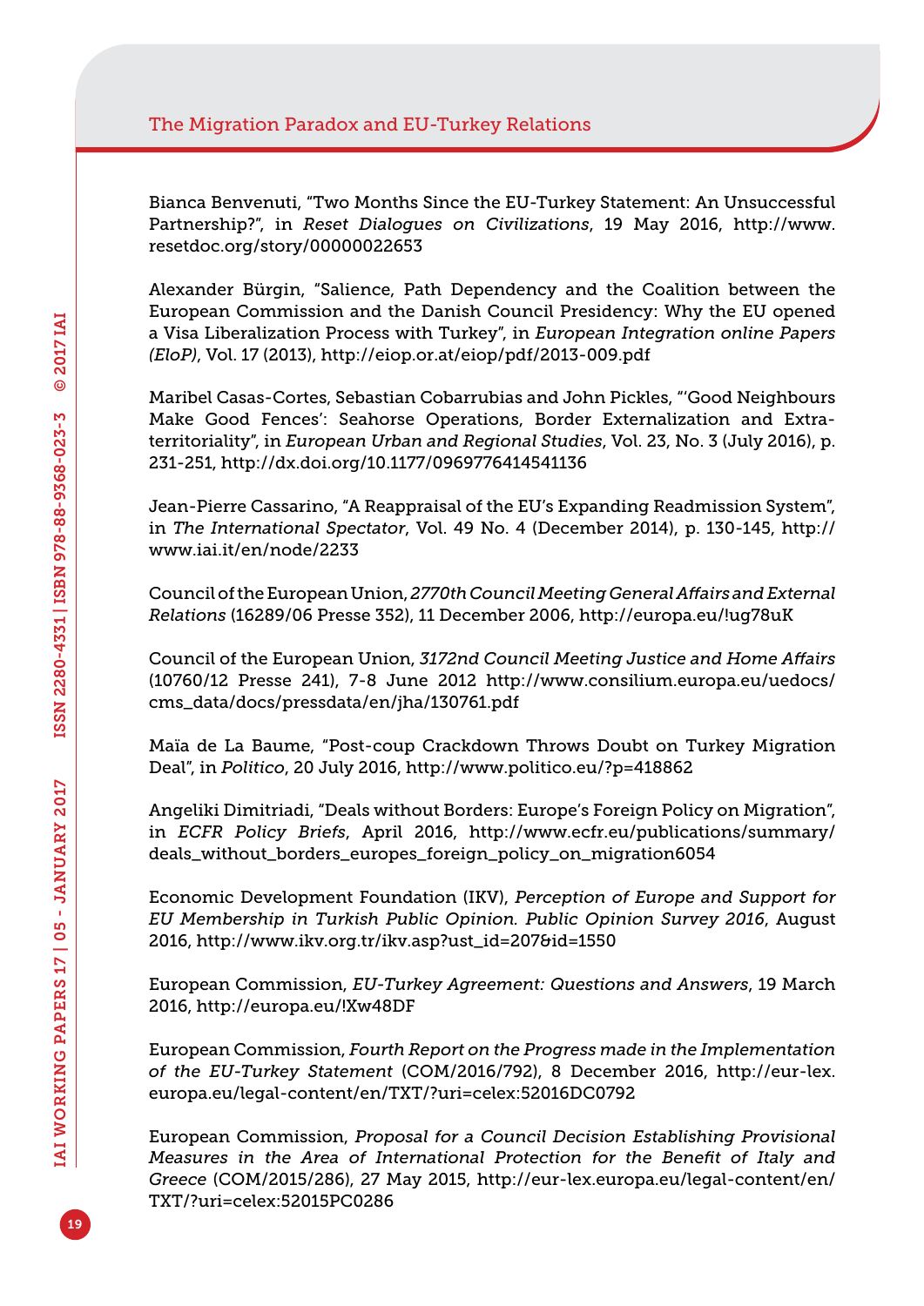Bianca Benvenuti, "Two Months Since the EU-Turkey Statement: An Unsuccessful Partnership?", in *Reset Dialogues on Civilizations*, 19 May 2016, http://www.resetdoc.org/story/00000022653

Alexander Bürgin, "Salience, Path Dependency and the Coalition between the European Commission and the Danish Council Presidency: Why the EU opened a Visa Liberalization Process with Turkey", in *European Integration online Papers (EIoP)*, Vol. 17 (2013), http://eiop.or.at/eiop/pdf/2013-009.pdf

Maribel Casas-Cortes, Sebastian Cobarrubias and John Pickles, "'Good Neighbours Make Good Fences': Seahorse Operations, Border Externalization and Extra-territoriality", in *European Urban and Regional Studies*, Vol. 23, No. 3 (July 2016), p. 231-251, http://dx.doi.org/10.1177/0969776414541136

Jean-Pierre Cassarino, "A Reappraisal of the EU's Expanding Readmission System", in *The International Spectator*, Vol. 49 No. 4 (December 2014), p. 130-145, http://www.iai.it/en/node/2233

Council of the European Union, *2770th Council Meeting General Affairs and External Relations* (16289/06 Presse 352), 11 December 2006, http://europa.eu/!ug78uK

Council of the European Union, *3172nd Council Meeting Justice and Home Affairs* (10760/12 Presse 241), 7-8 June 2012 http://www.consilium.europa.eu/uedocs/cms_data/docs/pressdata/en/jha/130761.pdf

Maïa de La Baume, "Post-coup Crackdown Throws Doubt on Turkey Migration Deal", in *Politico*, 20 July 2016, http://www.politico.eu/?p=418862

Angeliki Dimitriadi, "Deals without Borders: Europe's Foreign Policy on Migration", in *ECFR Policy Briefs*, April 2016, http://www.ecfr.eu/publications/summary/deals_without_borders_europes_foreign_policy_on_migration6054

Economic Development Foundation (IKV), *Perception of Europe and Support for EU Membership in Turkish Public Opinion. Public Opinion Survey 2016*, August 2016, http://www.ikv.org.tr/ikv.asp?ust_id=20&id=1550

European Commission, *EU-Turkey Agreement: Questions and Answers*, 19 March 2016, http://europa.eu/!Xw48DF

European Commission, *Fourth Report on the Progress made in the Implementation of the EU-Turkey Statement* (COM/2016/792), 8 December 2016, http://eur-lex.europa.eu/legal-content/en/TXT/?uri=celex:52016DC0792

European Commission, *Proposal for a Council Decision Establishing Provisional Measures in the Area of International Protection for the Benefit of Italy and Greece* (COM/2015/286), 27 May 2015, http://eur-lex.europa.eu/legal-content/en/TXT/?uri=celex:52015PC0286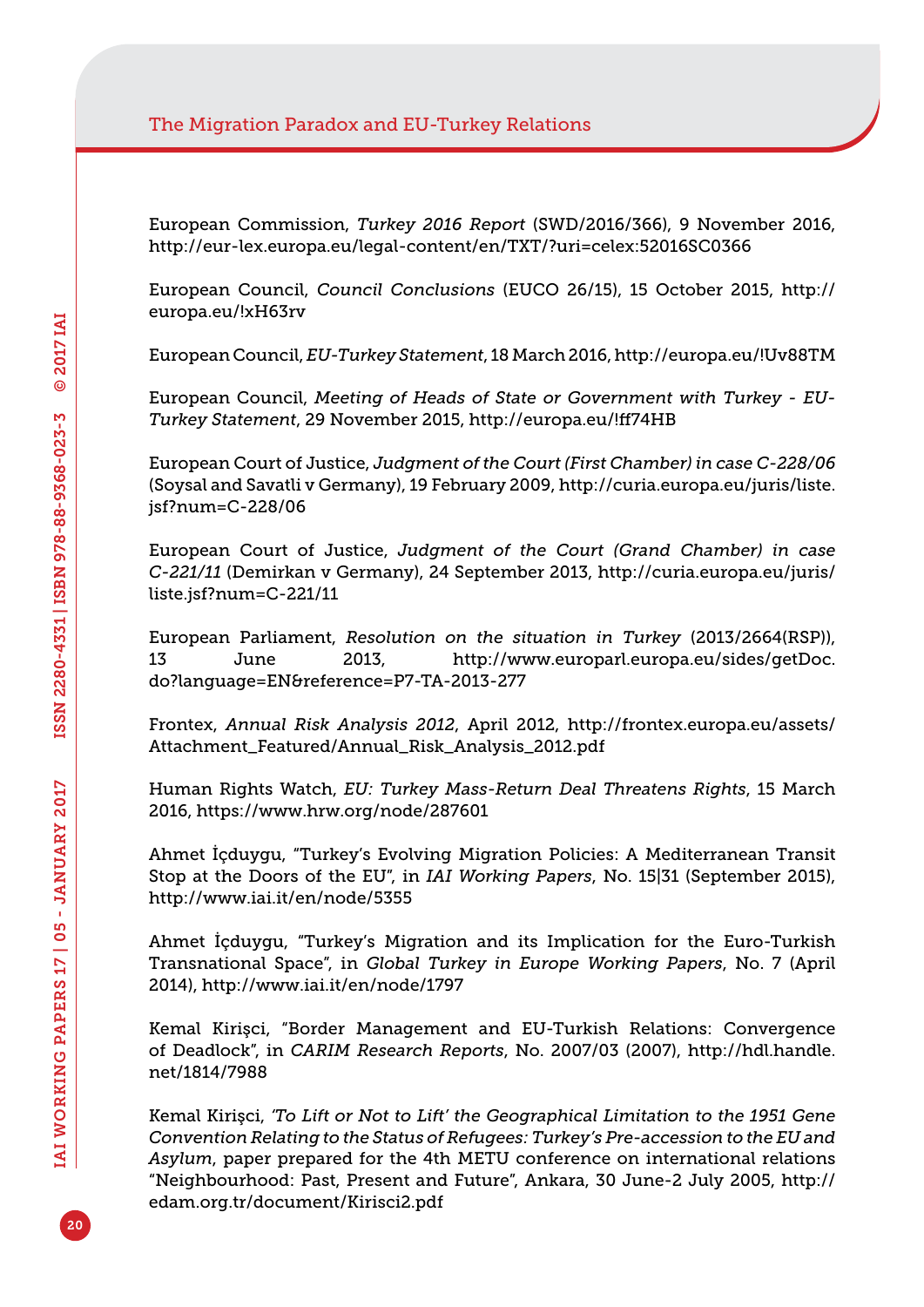European Commission, *Turkey 2016 Report* (SWD/2016/366), 9 November 2016, http://eur-lex.europa.eu/legal-content/en/TXT/?uri=celex:52016SC0366

European Council, *Council Conclusions* (EUCO 26/15), 15 October 2015, http://europa.eu/!xH63rv

European Council, *EU-Turkey Statement*, 18 March 2016, http://europa.eu/!Uv88TM

European Council, *Meeting of Heads of State or Government with Turkey - EU-Turkey Statement*, 29 November 2015, http://europa.eu/!ff74HB

European Court of Justice, *Judgment of the Court (First Chamber) in case C-228/06* (Soysal and Savatli v Germany), 19 February 2009, http://curia.europa.eu/juris/liste.jsf?num=C-228/06

European Court of Justice, *Judgment of the Court (Grand Chamber) in case C-221/11* (Demirkan v Germany), 24 September 2013, http://curia.europa.eu/juris/liste.jsf?num=C-221/11

European Parliament, *Resolution on the situation in Turkey* (2013/2664(RSP)), 13 June 2013, http://www.europarl.europa.eu/sides/getDoc.do?language=EN&reference=P7-TA-2013-277

Frontex, *Annual Risk Analysis 2012*, April 2012, http://frontex.europa.eu/assets/Attachment_Featured/Annual_Risk_Analysis_2012.pdf

Human Rights Watch, *EU: Turkey Mass-Return Deal Threatens Rights*, 15 March 2016, https://www.hrw.org/node/287601

Ahmet İçduygu, "Turkey's Evolving Migration Policies: A Mediterranean Transit Stop at the Doors of the EU", in *IAI Working Papers*, No. 15|31 (September 2015), http://www.iai.it/en/node/5355

Ahmet İçduygu, "Turkey's Migration and its Implication for the Euro-Turkish Transnational Space", in *Global Turkey in Europe Working Papers*, No. 7 (April 2014), http://www.iai.it/en/node/1797

Kemal Kirişci, "Border Management and EU-Turkish Relations: Convergence of Deadlock", in *CARIM Research Reports*, No. 2007/03 (2007), http://hdl.handle.net/1814/7988

Kemal Kirişci, *'To Lift or Not to Lift' the Geographical Limitation to the 1951 Gene Convention Relating to the Status of Refugees: Turkey's Pre-accession to the EU and Asylum*, paper prepared for the 4th METU conference on international relations "Neighbourhood: Past, Present and Future", Ankara, 30 June-2 July 2005, http://edam.org.tr/document/Kirisci2.pdf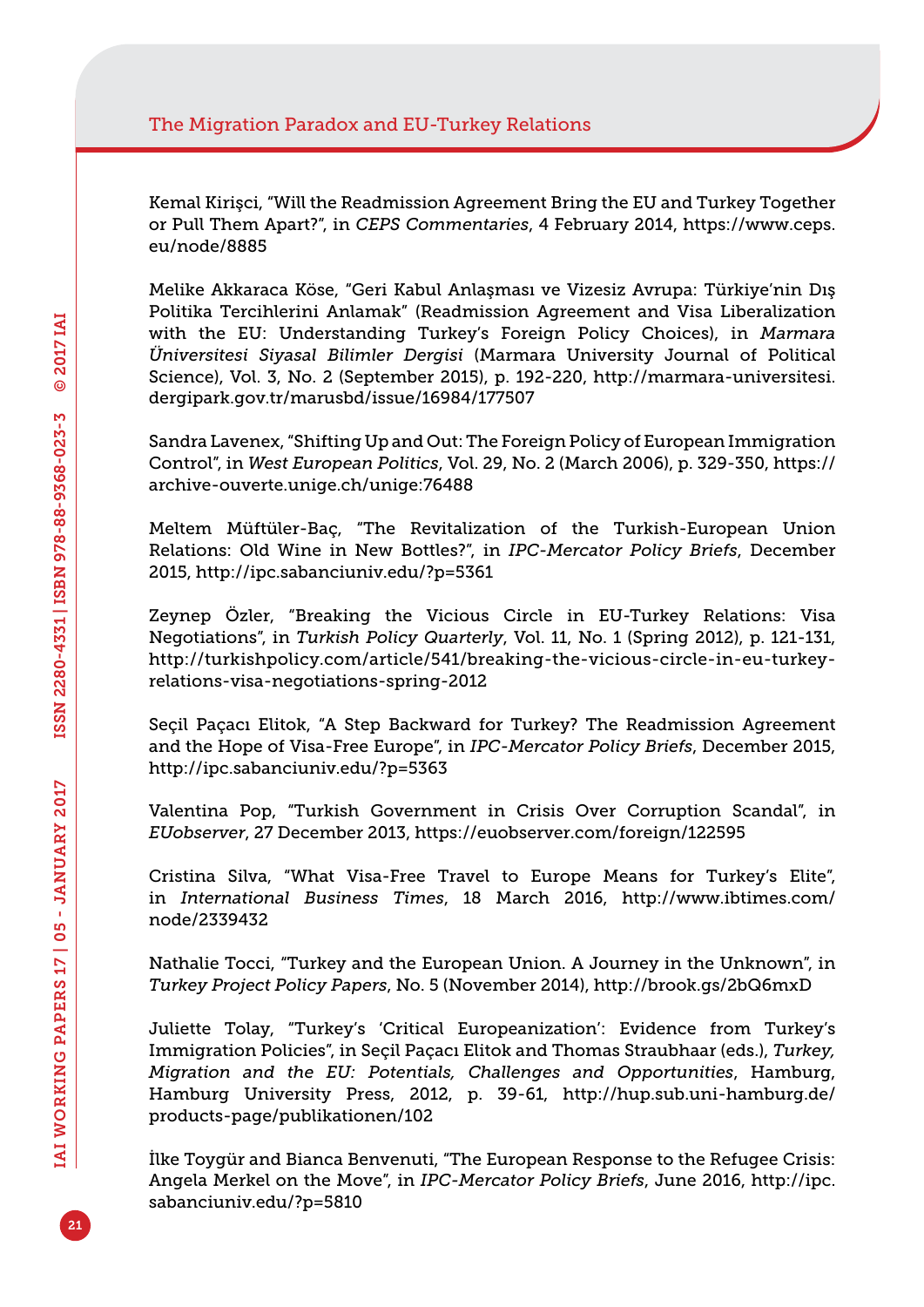Kemal Kirişci, "Will the Readmission Agreement Bring the EU and Turkey Together or Pull Them Apart?", in *CEPS Commentaries*, 4 February 2014, https://www.ceps.eu/node/8885

Melike Akkaraca Köse, "Geri Kabul Anlaşması ve Vizesiz Avrupa: Türkiye'nin Dış Politika Tercihlerini Anlamak" (Readmission Agreement and Visa Liberalization with the EU: Understanding Turkey's Foreign Policy Choices), in *Marmara Üniversitesi Siyasal Bilimler Dergisi* (Marmara University Journal of Political Science), Vol. 3, No. 2 (September 2015), p. 192-220, http://marmara-universitesi.dergipark.gov.tr/marusbd/issue/16984/177507

Sandra Lavenex, "Shifting Up and Out: The Foreign Policy of European Immigration Control", in *West European Politics*, Vol. 29, No. 2 (March 2006), p. 329-350, https://archive-ouverte.unige.ch/unige:76488

Meltem Müftüler-Baç, "The Revitalization of the Turkish-European Union Relations: Old Wine in New Bottles?", in *IPC-Mercator Policy Briefs*, December 2015, http://ipc.sabanciuniv.edu/?p=5361

Zeynep Özler, "Breaking the Vicious Circle in EU-Turkey Relations: Visa Negotiations", in *Turkish Policy Quarterly*, Vol. 11, No. 1 (Spring 2012), p. 121-131, http://turkishpolicy.com/article/541/breaking-the-vicious-circle-in-eu-turkey-relations-visa-negotiations-spring-2012

Seçil Paçacı Elitok, "A Step Backward for Turkey? The Readmission Agreement and the Hope of Visa-Free Europe", in *IPC-Mercator Policy Briefs*, December 2015, http://ipc.sabanciuniv.edu/?p=5363

Valentina Pop, "Turkish Government in Crisis Over Corruption Scandal", in *EUobserver*, 27 December 2013, https://euobserver.com/foreign/122595

Cristina Silva, "What Visa-Free Travel to Europe Means for Turkey's Elite", in *International Business Times*, 18 March 2016, http://www.ibtimes.com/node/2339432

Nathalie Tocci, "Turkey and the European Union. A Journey in the Unknown", in *Turkey Project Policy Papers*, No. 5 (November 2014), http://brook.gs/2bQ6mxD

Juliette Tolay, "Turkey's 'Critical Europeanization': Evidence from Turkey's Immigration Policies", in Seçil Paçacı Elitok and Thomas Straubhaar (eds.), *Turkey, Migration and the EU: Potentials, Challenges and Opportunities*, Hamburg, Hamburg University Press, 2012, p. 39-61, http://hup.sub.uni-hamburg.de/products-page/publikationen/102

İlke Toygür and Bianca Benvenuti, "The European Response to the Refugee Crisis: Angela Merkel on the Move", in *IPC-Mercator Policy Briefs*, June 2016, http://ipc.sabanciuniv.edu/?p=5810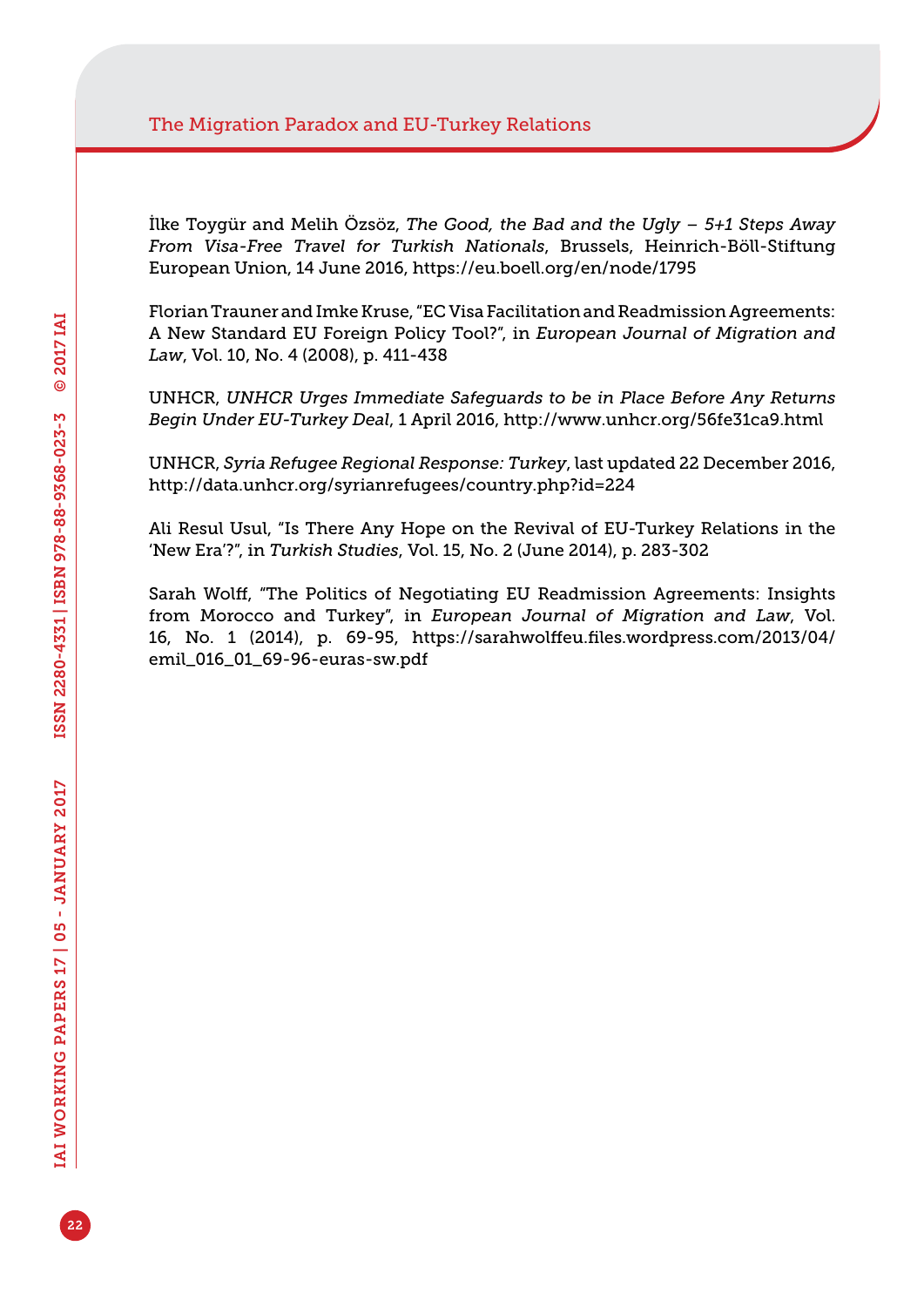İlke Toygür and Melih Özsöz, *The Good, the Bad and the Ugly – 5+1 Steps Away From Visa-Free Travel for Turkish Nationals*, Brussels, Heinrich-Böll-Stiftung European Union, 14 June 2016, https://eu.boell.org/en/node/1795

Florian Trauner and Imke Kruse, "EC Visa Facilitation and Readmission Agreements: A New Standard EU Foreign Policy Tool?", in *European Journal of Migration and Law*, Vol. 10, No. 4 (2008), p. 411-438

UNHCR, *UNHCR Urges Immediate Safeguards to be in Place Before Any Returns Begin Under EU-Turkey Deal*, 1 April 2016, http://www.unhcr.org/56fe31ca9.html

UNHCR, *Syria Refugee Regional Response: Turkey*, last updated 22 December 2016, http://data.unhcr.org/syrianrefugees/country.php?id=224

Ali Resul Usul, "Is There Any Hope on the Revival of EU-Turkey Relations in the 'New Era'?", in *Turkish Studies*, Vol. 15, No. 2 (June 2014), p. 283-302

Sarah Wolff, "The Politics of Negotiating EU Readmission Agreements: Insights from Morocco and Turkey", in *European Journal of Migration and Law*, Vol. 16, No. 1 (2014), p. 69-95, https://sarahwolffeu.files.wordpress.com/2013/04/emil_016_01_69-96-euras-sw.pdf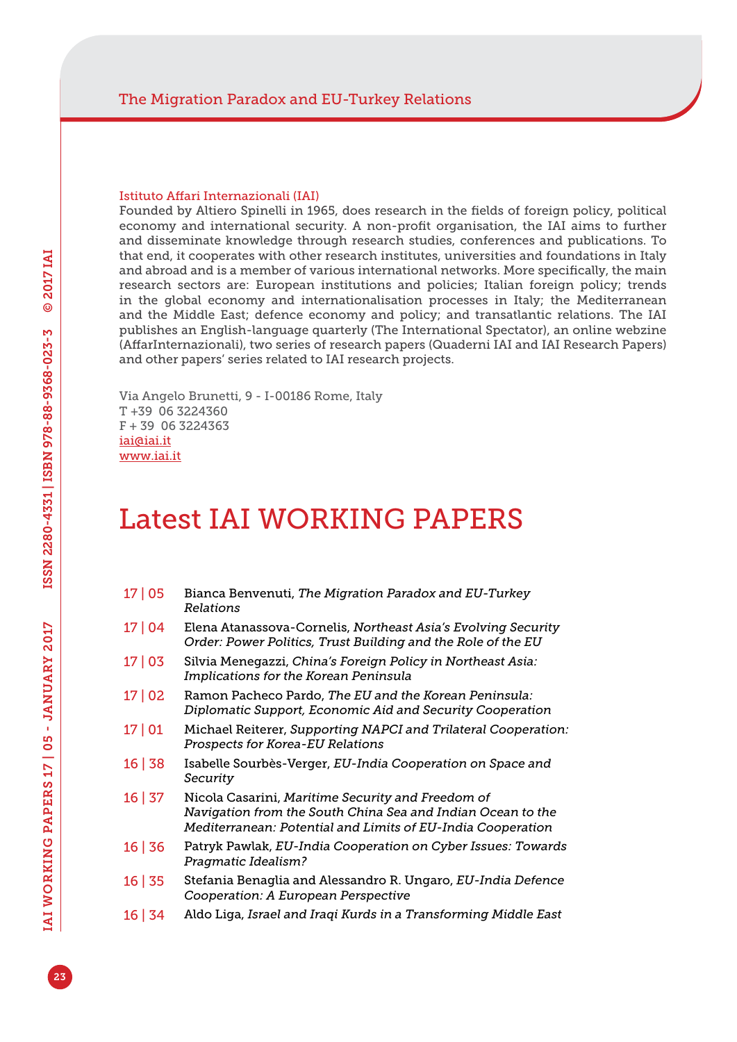Istituto Affari Internazionali (IAI)

Founded by Altiero Spinelli in 1965, does research in the fields of foreign policy, political economy and international security. A non-profit organisation, the IAI aims to further and disseminate knowledge through research studies, conferences and publications. To that end, it cooperates with other research institutes, universities and foundations in Italy and abroad and is a member of various international networks. More specifically, the main research sectors are: European institutions and policies; Italian foreign policy; trends in the global economy and internationalisation processes in Italy; the Mediterranean and the Middle East; defence economy and policy; and transatlantic relations. The IAI publishes an English-language quarterly (The International Spectator), an online webzine (AffarInternazionali), two series of research papers (Quaderni IAI and IAI Research Papers) and other papers' series related to IAI research projects.

Via Angelo Brunetti, 9 - I-00186 Rome, Italy
T +39 06 3224360
F + 39 06 3224363
iai@iai.it
www.iai.it

# Latest IAI WORKING PAPERS

| | |
|---|---|
| 17 \| 05 | Bianca Benvenuti, *The Migration Paradox and EU-Turkey Relations* |
| 17 \| 04 | Elena Atanassova-Cornelis, *Northeast Asia's Evolving Security Order: Power Politics, Trust Building and the Role of the EU* |
| 17 \| 03 | Silvia Menegazzi, *China's Foreign Policy in Northeast Asia: Implications for the Korean Peninsula* |
| 17 \| 02 | Ramon Pacheco Pardo, *The EU and the Korean Peninsula: Diplomatic Support, Economic Aid and Security Cooperation* |
| 17 \| 01 | Michael Reiterer, *Supporting NAPCI and Trilateral Cooperation: Prospects for Korea-EU Relations* |
| 16 \| 38 | Isabelle Sourbès-Verger, *EU-India Cooperation on Space and Security* |
| 16 \| 37 | Nicola Casarini, *Maritime Security and Freedom of Navigation from the South China Sea and Indian Ocean to the Mediterranean: Potential and Limits of EU-India Cooperation* |
| 16 \| 36 | Patryk Pawlak, *EU-India Cooperation on Cyber Issues: Towards Pragmatic Idealism?* |
| 16 \| 35 | Stefania Benaglia and Alessandro R. Ungaro, *EU-India Defence Cooperation: A European Perspective* |
| 16 \| 34 | Aldo Liga, *Israel and Iraqi Kurds in a Transforming Middle East* |